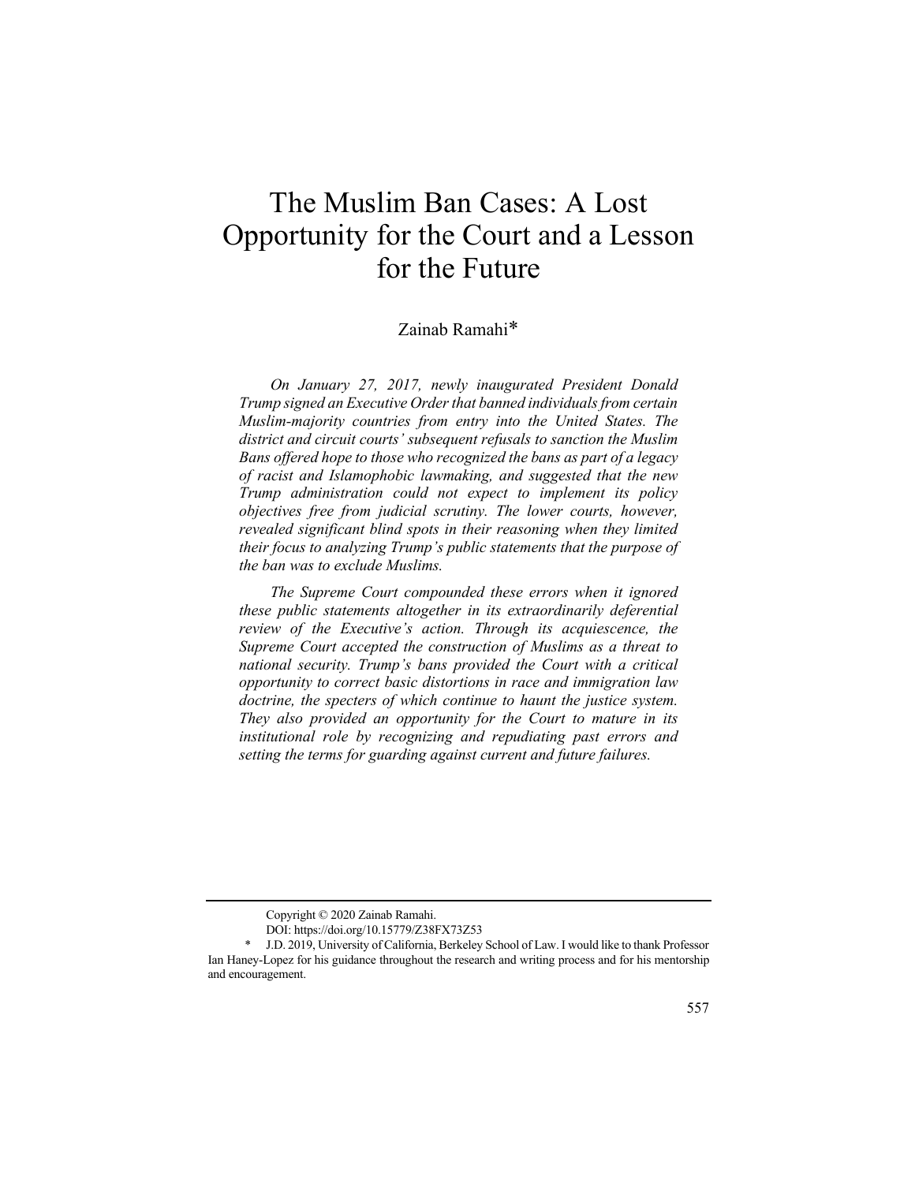# The Muslim Ban Cases: A Lost Opportunity for the Court and a Lesson for the Future

Zainab Ramahi*

*On January 27, 2017, newly inaugurated President Donald Trump signed an Executive Order that banned individuals from certain Muslim-majority countries from entry into the United States. The district and circuit courts' subsequent refusals to sanction the Muslim Bans offered hope to those who recognized the bans as part of a legacy of racist and Islamophobic lawmaking, and suggested that the new Trump administration could not expect to implement its policy objectives free from judicial scrutiny. The lower courts, however, revealed significant blind spots in their reasoning when they limited their focus to analyzing Trump's public statements that the purpose of the ban was to exclude Muslims.*

*The Supreme Court compounded these errors when it ignored these public statements altogether in its extraordinarily deferential review of the Executive's action. Through its acquiescence, the Supreme Court accepted the construction of Muslims as a threat to national security. Trump's bans provided the Court with a critical opportunity to correct basic distortions in race and immigration law doctrine, the specters of which continue to haunt the justice system. They also provided an opportunity for the Court to mature in its institutional role by recognizing and repudiating past errors and setting the terms for guarding against current and future failures.*

---

Copyright © 2020 Zainab Ramahi.

DOI: https://doi.org/10.15779/Z38FX73Z53

\* J.D. 2019, University of California, Berkeley School of Law. I would like to thank Professor Ian Haney-Lopez for his guidance throughout the research and writing process and for his mentorship and encouragement.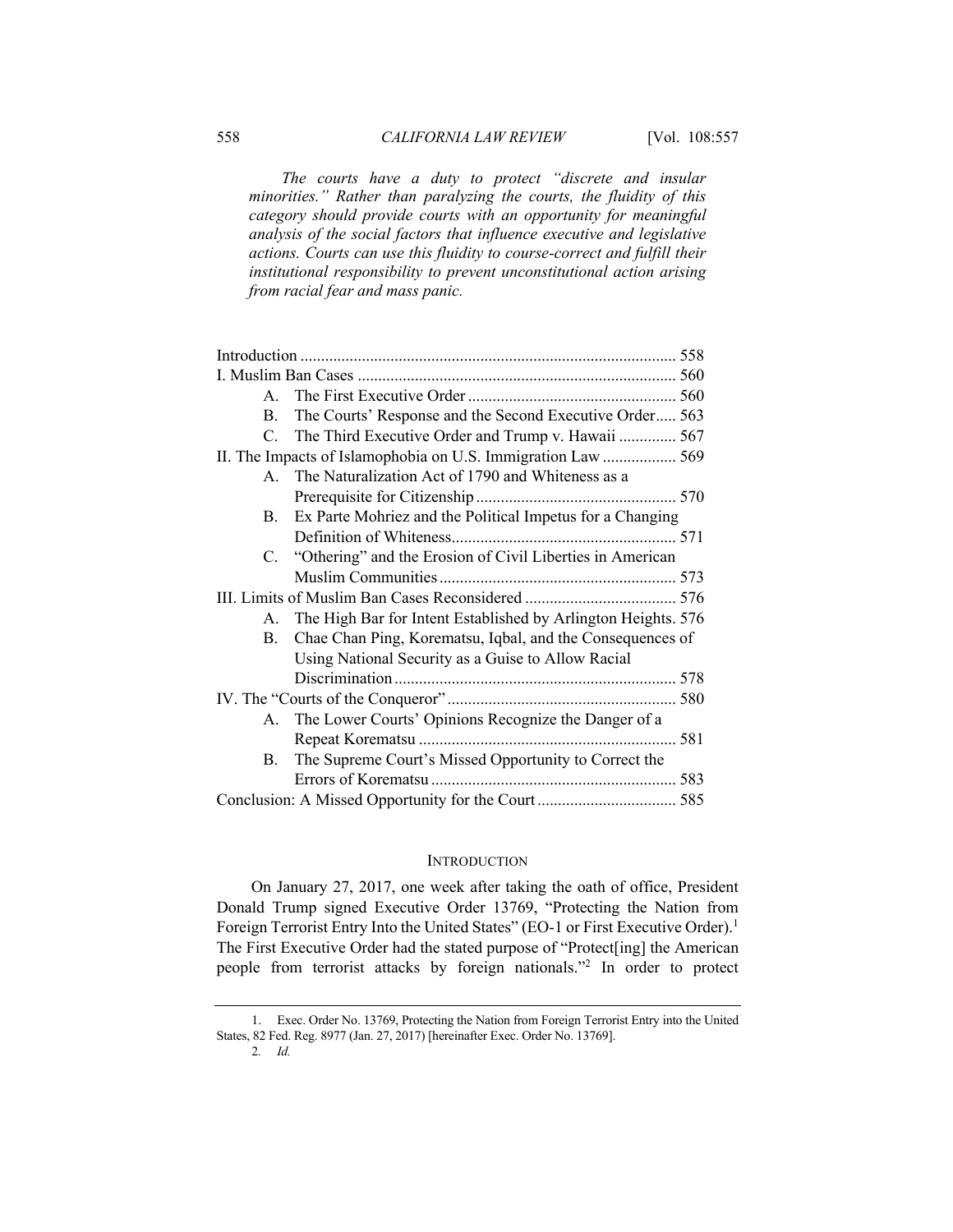*The courts have a duty to protect "discrete and insular minorities." Rather than paralyzing the courts, the fluidity of this category should provide courts with an opportunity for meaningful analysis of the social factors that influence executive and legislative actions. Courts can use this fluidity to course-correct and fulfill their institutional responsibility to prevent unconstitutional action arising from racial fear and mass panic.*

| | |
|---|---|
| Introduction | 558 |
| I. Muslim Ban Cases | 560 |
| A. The First Executive Order | 560 |
| B. The Courts' Response and the Second Executive Order | 563 |
| C. The Third Executive Order and Trump v. Hawaii | 567 |
| II. The Impacts of Islamophobia on U.S. Immigration Law | 569 |
| A. The Naturalization Act of 1790 and Whiteness as a Prerequisite for Citizenship | 570 |
| B. Ex Parte Mohriez and the Political Impetus for a Changing Definition of Whiteness | 571 |
| C. "Othering" and the Erosion of Civil Liberties in American Muslim Communities | 573 |
| III. Limits of Muslim Ban Cases Reconsidered | 576 |
| A. The High Bar for Intent Established by Arlington Heights | 576 |
| B. Chae Chan Ping, Korematsu, Iqbal, and the Consequences of Using National Security as a Guise to Allow Racial Discrimination | 578 |
| IV. The "Courts of the Conqueror" | 580 |
| A. The Lower Courts' Opinions Recognize the Danger of a Repeat Korematsu | 581 |
| B. The Supreme Court's Missed Opportunity to Correct the Errors of Korematsu | 583 |
| Conclusion: A Missed Opportunity for the Court | 585 |

## INTRODUCTION

On January 27, 2017, one week after taking the oath of office, President Donald Trump signed Executive Order 13769, "Protecting the Nation from Foreign Terrorist Entry Into the United States" (EO-1 or First Executive Order).[1] The First Executive Order had the stated purpose of "Protect[ing] the American people from terrorist attacks by foreign nationals."[2] In order to protect

1. Exec. Order No. 13769, Protecting the Nation from Foreign Terrorist Entry into the United States, 82 Fed. Reg. 8977 (Jan. 27, 2017) [hereinafter Exec. Order No. 13769].

2. *Id.*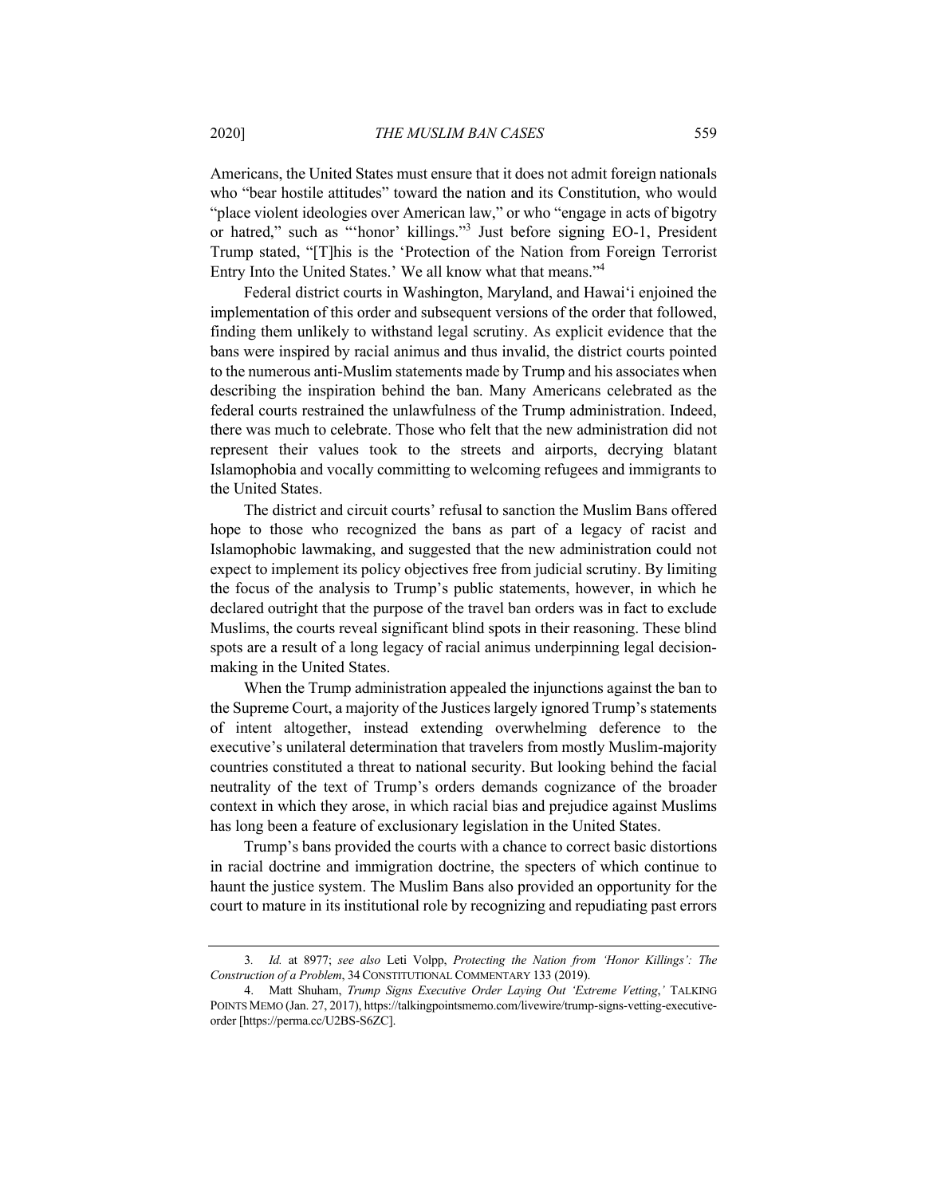Americans, the United States must ensure that it does not admit foreign nationals who "bear hostile attitudes" toward the nation and its Constitution, who would "place violent ideologies over American law," or who "engage in acts of bigotry or hatred," such as "'honor' killings."[3] Just before signing EO-1, President Trump stated, "[T]his is the 'Protection of the Nation from Foreign Terrorist Entry Into the United States.' We all know what that means."[4]

Federal district courts in Washington, Maryland, and Hawai'i enjoined the implementation of this order and subsequent versions of the order that followed, finding them unlikely to withstand legal scrutiny. As explicit evidence that the bans were inspired by racial animus and thus invalid, the district courts pointed to the numerous anti-Muslim statements made by Trump and his associates when describing the inspiration behind the ban. Many Americans celebrated as the federal courts restrained the unlawfulness of the Trump administration. Indeed, there was much to celebrate. Those who felt that the new administration did not represent their values took to the streets and airports, decrying blatant Islamophobia and vocally committing to welcoming refugees and immigrants to the United States.

The district and circuit courts' refusal to sanction the Muslim Bans offered hope to those who recognized the bans as part of a legacy of racist and Islamophobic lawmaking, and suggested that the new administration could not expect to implement its policy objectives free from judicial scrutiny. By limiting the focus of the analysis to Trump's public statements, however, in which he declared outright that the purpose of the travel ban orders was in fact to exclude Muslims, the courts reveal significant blind spots in their reasoning. These blind spots are a result of a long legacy of racial animus underpinning legal decision-making in the United States.

When the Trump administration appealed the injunctions against the ban to the Supreme Court, a majority of the Justices largely ignored Trump's statements of intent altogether, instead extending overwhelming deference to the executive's unilateral determination that travelers from mostly Muslim-majority countries constituted a threat to national security. But looking behind the facial neutrality of the text of Trump's orders demands cognizance of the broader context in which they arose, in which racial bias and prejudice against Muslims has long been a feature of exclusionary legislation in the United States.

Trump's bans provided the courts with a chance to correct basic distortions in racial doctrine and immigration doctrine, the specters of which continue to haunt the justice system. The Muslim Bans also provided an opportunity for the court to mature in its institutional role by recognizing and repudiating past errors

---

3. *Id.* at 8977; *see also* Leti Volpp, *Protecting the Nation from 'Honor Killings': The Construction of a Problem*, 34 CONSTITUTIONAL COMMENTARY 133 (2019).

4. Matt Shuham, *Trump Signs Executive Order Laying Out 'Extreme Vetting*,*'* TALKING POINTS MEMO (Jan. 27, 2017), https://talkingpointsmemo.com/livewire/trump-signs-vetting-executive-order [https://perma.cc/U2BS-S6ZC].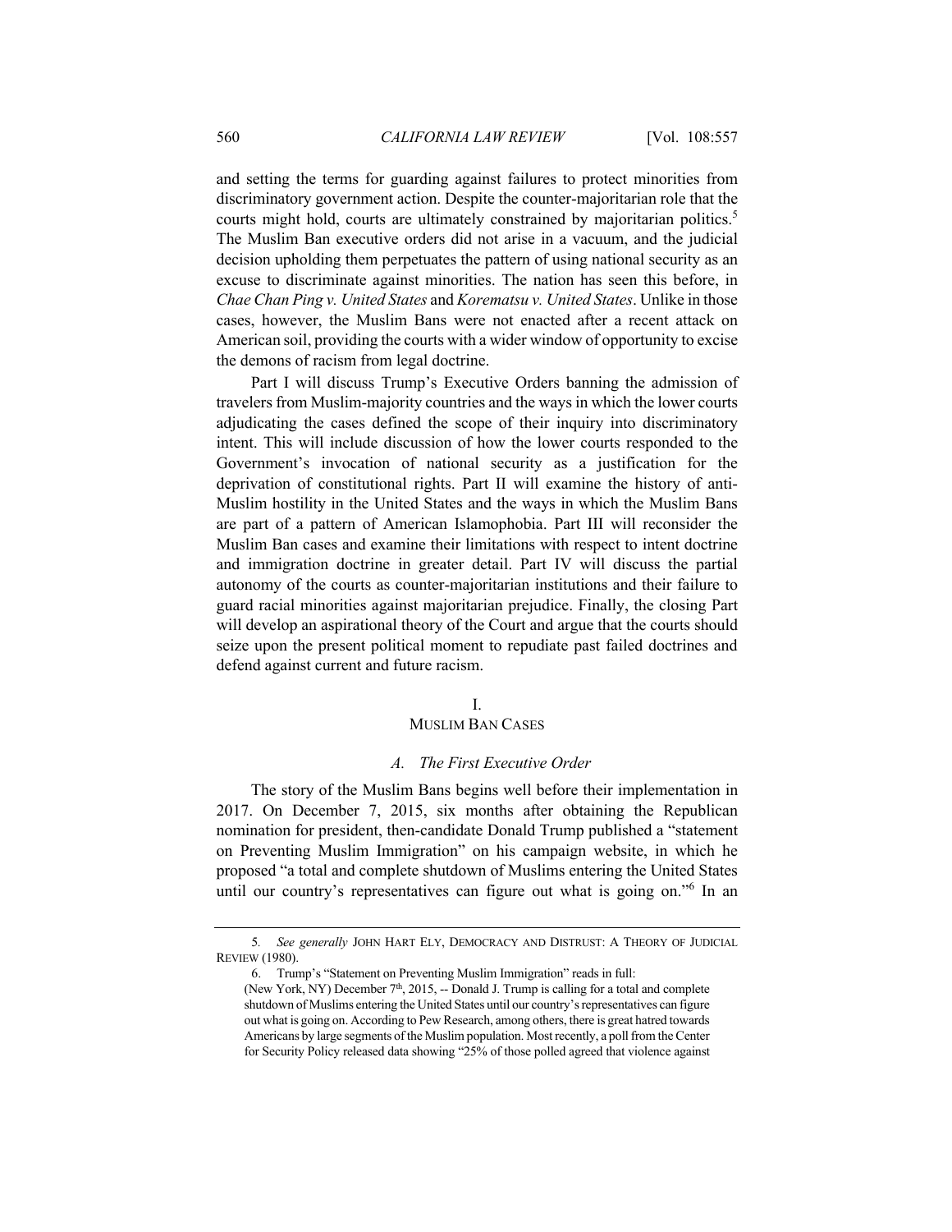and setting the terms for guarding against failures to protect minorities from discriminatory government action. Despite the counter-majoritarian role that the courts might hold, courts are ultimately constrained by majoritarian politics.[5] The Muslim Ban executive orders did not arise in a vacuum, and the judicial decision upholding them perpetuates the pattern of using national security as an excuse to discriminate against minorities. The nation has seen this before, in *Chae Chan Ping v. United States* and *Korematsu v. United States*. Unlike in those cases, however, the Muslim Bans were not enacted after a recent attack on American soil, providing the courts with a wider window of opportunity to excise the demons of racism from legal doctrine.

Part I will discuss Trump's Executive Orders banning the admission of travelers from Muslim-majority countries and the ways in which the lower courts adjudicating the cases defined the scope of their inquiry into discriminatory intent. This will include discussion of how the lower courts responded to the Government's invocation of national security as a justification for the deprivation of constitutional rights. Part II will examine the history of anti-Muslim hostility in the United States and the ways in which the Muslim Bans are part of a pattern of American Islamophobia. Part III will reconsider the Muslim Ban cases and examine their limitations with respect to intent doctrine and immigration doctrine in greater detail. Part IV will discuss the partial autonomy of the courts as counter-majoritarian institutions and their failure to guard racial minorities against majoritarian prejudice. Finally, the closing Part will develop an aspirational theory of the Court and argue that the courts should seize upon the present political moment to repudiate past failed doctrines and defend against current and future racism.

## I.
## MUSLIM BAN CASES

### *A. The First Executive Order*

The story of the Muslim Bans begins well before their implementation in 2017. On December 7, 2015, six months after obtaining the Republican nomination for president, then-candidate Donald Trump published a "statement on Preventing Muslim Immigration" on his campaign website, in which he proposed "a total and complete shutdown of Muslims entering the United States until our country's representatives can figure out what is going on."[6] In an

---

5. *See generally* JOHN HART ELY, DEMOCRACY AND DISTRUST: A THEORY OF JUDICIAL REVIEW (1980).

6. Trump's "Statement on Preventing Muslim Immigration" reads in full:

(New York, NY) December 7th, 2015, -- Donald J. Trump is calling for a total and complete shutdown of Muslims entering the United States until our country's representatives can figure out what is going on. According to Pew Research, among others, there is great hatred towards Americans by large segments of the Muslim population. Most recently, a poll from the Center for Security Policy released data showing "25% of those polled agreed that violence against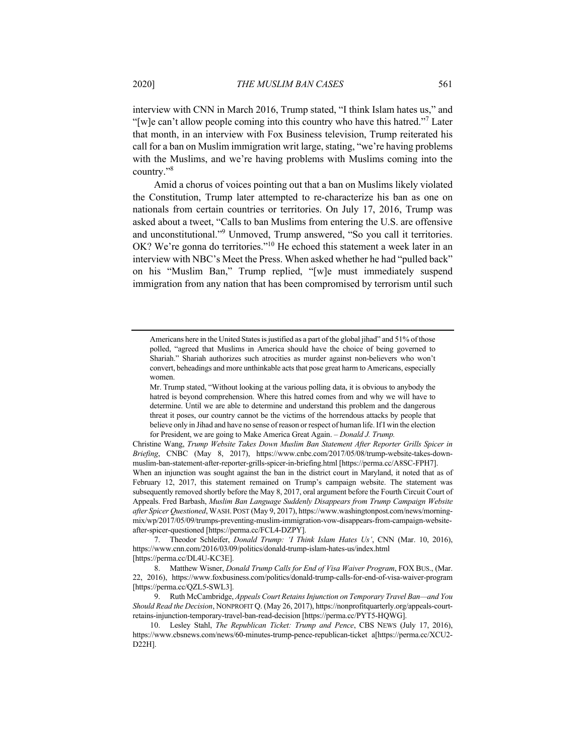interview with CNN in March 2016, Trump stated, "I think Islam hates us," and "[w]e can't allow people coming into this country who have this hatred."[7] Later that month, in an interview with Fox Business television, Trump reiterated his call for a ban on Muslim immigration writ large, stating, "we're having problems with the Muslims, and we're having problems with Muslims coming into the country."[8]

Amid a chorus of voices pointing out that a ban on Muslims likely violated the Constitution, Trump later attempted to re-characterize his ban as one on nationals from certain countries or territories. On July 17, 2016, Trump was asked about a tweet, "Calls to ban Muslims from entering the U.S. are offensive and unconstitutional."[9] Unmoved, Trump answered, "So you call it territories. OK? We're gonna do territories."[10] He echoed this statement a week later in an interview with NBC's Meet the Press. When asked whether he had "pulled back" on his "Muslim Ban," Trump replied, "[w]e must immediately suspend immigration from any nation that has been compromised by terrorism until such

---

> Americans here in the United States is justified as a part of the global jihad" and 51% of those polled, "agreed that Muslims in America should have the choice of being governed to Shariah." Shariah authorizes such atrocities as murder against non-believers who won't convert, beheadings and more unthinkable acts that pose great harm to Americans, especially women.
>
> Mr. Trump stated, "Without looking at the various polling data, it is obvious to anybody the hatred is beyond comprehension. Where this hatred comes from and why we will have to determine. Until we are able to determine and understand this problem and the dangerous threat it poses, our country cannot be the victims of the horrendous attacks by people that believe only in Jihad and have no sense of reason or respect of human life. If I win the election for President, we are going to Make America Great Again. – *Donald J. Trump.*

Christine Wang, *Trump Website Takes Down Muslim Ban Statement After Reporter Grills Spicer in Briefing*, CNBC (May 8, 2017), https://www.cnbc.com/2017/05/08/trump-website-takes-down-muslim-ban-statement-after-reporter-grills-spicer-in-briefing.html [https://perma.cc/A8SC-FPH7]. When an injunction was sought against the ban in the district court in Maryland, it noted that as of February 12, 2017, this statement remained on Trump's campaign website. The statement was subsequently removed shortly before the May 8, 2017, oral argument before the Fourth Circuit Court of Appeals. Fred Barbash, *Muslim Ban Language Suddenly Disappears from Trump Campaign Website after Spicer Questioned*, WASH. POST (May 9, 2017), https://www.washingtonpost.com/news/morning-mix/wp/2017/05/09/trumps-preventing-muslim-immigration-vow-disappears-from-campaign-website-after-spicer-questioned [https://perma.cc/FCL4-DZPY].

7. Theodor Schleifer, *Donald Trump: 'I Think Islam Hates Us'*, CNN (Mar. 10, 2016), https://www.cnn.com/2016/03/09/politics/donald-trump-islam-hates-us/index.html [https://perma.cc/DL4U-KC3E].

8. Matthew Wisner, *Donald Trump Calls for End of Visa Waiver Program*, FOX BUS., (Mar. 22, 2016), https://www.foxbusiness.com/politics/donald-trump-calls-for-end-of-visa-waiver-program [https://perma.cc/QZL5-SWL3].

9. Ruth McCambridge, *Appeals Court Retains Injunction on Temporary Travel Ban—and You Should Read the Decision*, NONPROFIT Q. (May 26, 2017), https://nonprofitquarterly.org/appeals-court-retains-injunction-temporary-travel-ban-read-decision [https://perma.cc/PYT5-HQWG].

10. Lesley Stahl, *The Republican Ticket: Trump and Pence*, CBS NEWS (July 17, 2016), https://www.cbsnews.com/news/60-minutes-trump-pence-republican-ticket a[https://perma.cc/XCU2-D22H].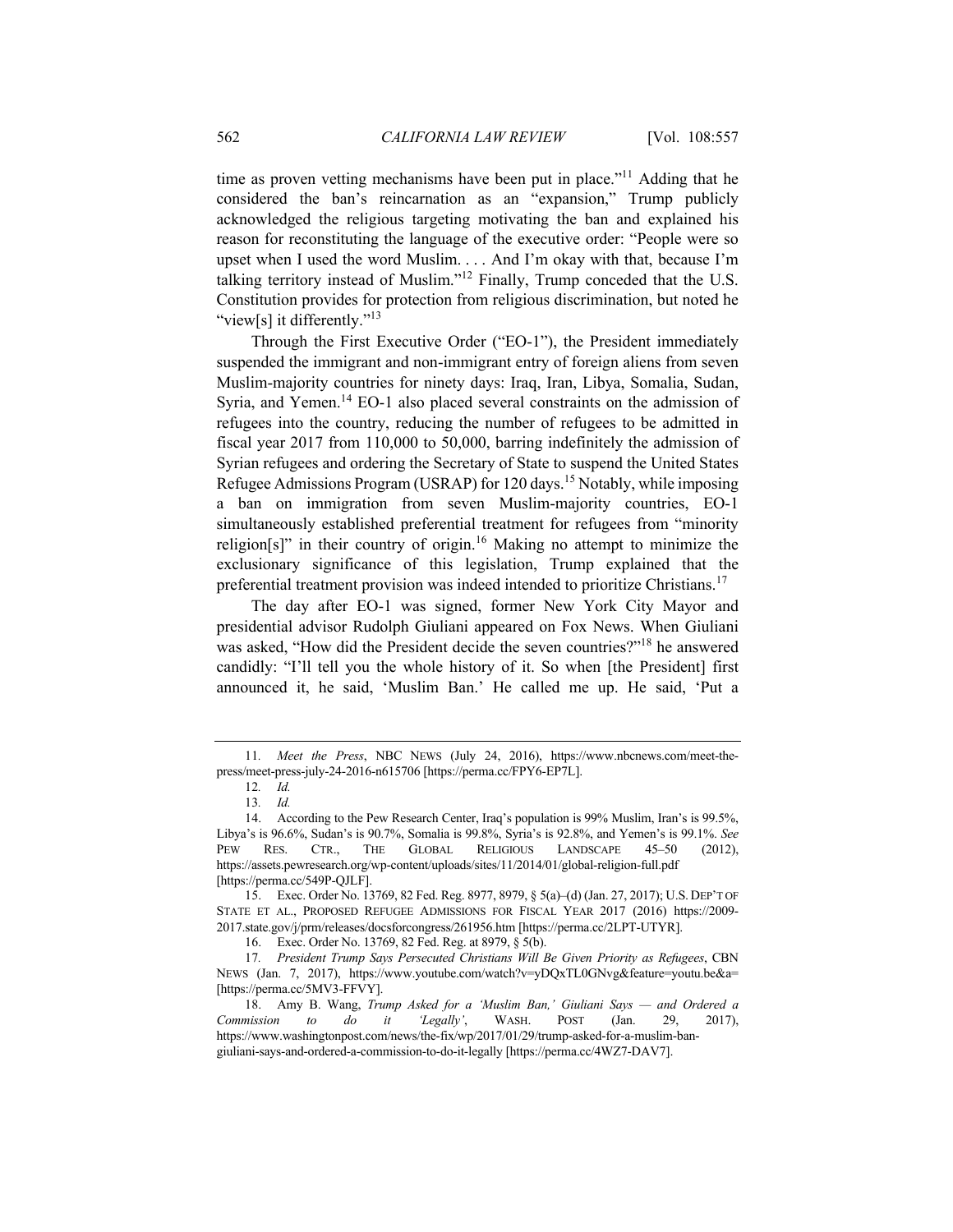time as proven vetting mechanisms have been put in place."[11] Adding that he considered the ban's reincarnation as an "expansion," Trump publicly acknowledged the religious targeting motivating the ban and explained his reason for reconstituting the language of the executive order: "People were so upset when I used the word Muslim. . . . And I'm okay with that, because I'm talking territory instead of Muslim."[12] Finally, Trump conceded that the U.S. Constitution provides for protection from religious discrimination, but noted he "view[s] it differently."[13]

Through the First Executive Order ("EO-1"), the President immediately suspended the immigrant and non-immigrant entry of foreign aliens from seven Muslim-majority countries for ninety days: Iraq, Iran, Libya, Somalia, Sudan, Syria, and Yemen.[14] EO-1 also placed several constraints on the admission of refugees into the country, reducing the number of refugees to be admitted in fiscal year 2017 from 110,000 to 50,000, barring indefinitely the admission of Syrian refugees and ordering the Secretary of State to suspend the United States Refugee Admissions Program (USRAP) for 120 days.[15] Notably, while imposing a ban on immigration from seven Muslim-majority countries, EO-1 simultaneously established preferential treatment for refugees from "minority religion[s]" in their country of origin.[16] Making no attempt to minimize the exclusionary significance of this legislation, Trump explained that the preferential treatment provision was indeed intended to prioritize Christians.[17]

The day after EO-1 was signed, former New York City Mayor and presidential advisor Rudolph Giuliani appeared on Fox News. When Giuliani was asked, "How did the President decide the seven countries?"[18] he answered candidly: "I'll tell you the whole history of it. So when [the President] first announced it, he said, 'Muslim Ban.' He called me up. He said, 'Put a

---

11. *Meet the Press*, NBC NEWS (July 24, 2016), https://www.nbcnews.com/meet-the-press/meet-press-july-24-2016-n615706 [https://perma.cc/FPY6-EP7L].

12. *Id.*

13. *Id.*

14. According to the Pew Research Center, Iraq's population is 99% Muslim, Iran's is 99.5%, Libya's is 96.6%, Sudan's is 90.7%, Somalia is 99.8%, Syria's is 92.8%, and Yemen's is 99.1%. *See* PEW RES. CTR., THE GLOBAL RELIGIOUS LANDSCAPE 45–50 (2012), https://assets.pewresearch.org/wp-content/uploads/sites/11/2014/01/global-religion-full.pdf [https://perma.cc/549P-QJLF].

15. Exec. Order No. 13769, 82 Fed. Reg. 8977, 8979, § 5(a)–(d) (Jan. 27, 2017); U.S. DEP'T OF STATE ET AL., PROPOSED REFUGEE ADMISSIONS FOR FISCAL YEAR 2017 (2016) https://2009-2017.state.gov/j/prm/releases/docsforcongress/261956.htm [https://perma.cc/2LPT-UTYR].

16. Exec. Order No. 13769, 82 Fed. Reg. at 8979, § 5(b).

17. *President Trump Says Persecuted Christians Will Be Given Priority as Refugees*, CBN NEWS (Jan. 7, 2017), https://www.youtube.com/watch?v=yDQxTL0GNvg&feature=youtu.be&a= [https://perma.cc/5MV3-FFVY].

18. Amy B. Wang, *Trump Asked for a 'Muslim Ban,' Giuliani Says — and Ordered a Commission to do it 'Legally'*, WASH. POST (Jan. 29, 2017), https://www.washingtonpost.com/news/the-fix/wp/2017/01/29/trump-asked-for-a-muslim-ban-giuliani-says-and-ordered-a-commission-to-do-it-legally [https://perma.cc/4WZ7-DAV7].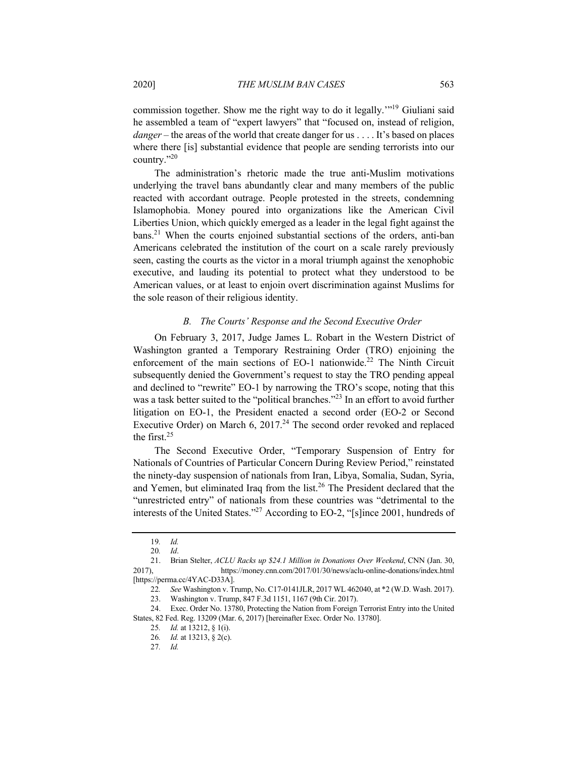commission together. Show me the right way to do it legally.'"[19] Giuliani said he assembled a team of "expert lawyers" that "focused on, instead of religion, *danger* – the areas of the world that create danger for us . . . . It's based on places where there [is] substantial evidence that people are sending terrorists into our country."[20]

The administration's rhetoric made the true anti-Muslim motivations underlying the travel bans abundantly clear and many members of the public reacted with accordant outrage. People protested in the streets, condemning Islamophobia. Money poured into organizations like the American Civil Liberties Union, which quickly emerged as a leader in the legal fight against the bans.[21] When the courts enjoined substantial sections of the orders, anti-ban Americans celebrated the institution of the court on a scale rarely previously seen, casting the courts as the victor in a moral triumph against the xenophobic executive, and lauding its potential to protect what they understood to be American values, or at least to enjoin overt discrimination against Muslims for the sole reason of their religious identity.

### *B. The Courts' Response and the Second Executive Order*

On February 3, 2017, Judge James L. Robart in the Western District of Washington granted a Temporary Restraining Order (TRO) enjoining the enforcement of the main sections of EO-1 nationwide.[22] The Ninth Circuit subsequently denied the Government's request to stay the TRO pending appeal and declined to "rewrite" EO-1 by narrowing the TRO's scope, noting that this was a task better suited to the "political branches."[23] In an effort to avoid further litigation on EO-1, the President enacted a second order (EO-2 or Second Executive Order) on March 6, 2017.[24] The second order revoked and replaced the first.[25]

The Second Executive Order, "Temporary Suspension of Entry for Nationals of Countries of Particular Concern During Review Period," reinstated the ninety-day suspension of nationals from Iran, Libya, Somalia, Sudan, Syria, and Yemen, but eliminated Iraq from the list.[26] The President declared that the "unrestricted entry" of nationals from these countries was "detrimental to the interests of the United States."[27] According to EO-2, "[s]ince 2001, hundreds of

---

19. *Id.*

20. *Id*.

21. Brian Stelter, *ACLU Racks up $24.1 Million in Donations Over Weekend*, CNN (Jan. 30, 2017), https://money.cnn.com/2017/01/30/news/aclu-online-donations/index.html [https://perma.cc/4YAC-D33A].

22. *See* Washington v. Trump, No. C17-0141JLR, 2017 WL 462040, at *2 (W.D. Wash. 2017).

23. Washington v. Trump, 847 F.3d 1151, 1167 (9th Cir. 2017).

24. Exec. Order No. 13780, Protecting the Nation from Foreign Terrorist Entry into the United States, 82 Fed. Reg. 13209 (Mar. 6, 2017) [hereinafter Exec. Order No. 13780].

25. *Id.* at 13212, § 1(i).

26. *Id.* at 13213, § 2(c).

27. *Id.*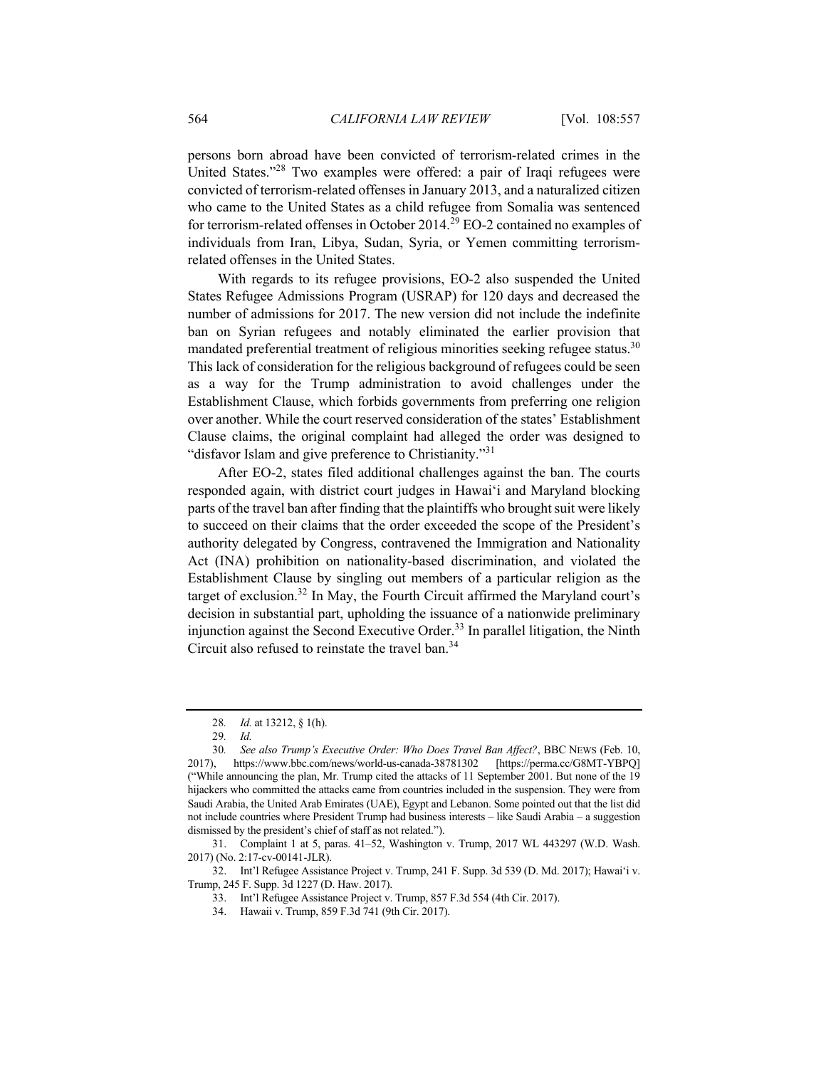persons born abroad have been convicted of terrorism-related crimes in the United States."[28] Two examples were offered: a pair of Iraqi refugees were convicted of terrorism-related offenses in January 2013, and a naturalized citizen who came to the United States as a child refugee from Somalia was sentenced for terrorism-related offenses in October 2014.[29] EO-2 contained no examples of individuals from Iran, Libya, Sudan, Syria, or Yemen committing terrorism-related offenses in the United States.

With regards to its refugee provisions, EO-2 also suspended the United States Refugee Admissions Program (USRAP) for 120 days and decreased the number of admissions for 2017. The new version did not include the indefinite ban on Syrian refugees and notably eliminated the earlier provision that mandated preferential treatment of religious minorities seeking refugee status.[30] This lack of consideration for the religious background of refugees could be seen as a way for the Trump administration to avoid challenges under the Establishment Clause, which forbids governments from preferring one religion over another. While the court reserved consideration of the states' Establishment Clause claims, the original complaint had alleged the order was designed to "disfavor Islam and give preference to Christianity."[31]

After EO-2, states filed additional challenges against the ban. The courts responded again, with district court judges in Hawai'i and Maryland blocking parts of the travel ban after finding that the plaintiffs who brought suit were likely to succeed on their claims that the order exceeded the scope of the President's authority delegated by Congress, contravened the Immigration and Nationality Act (INA) prohibition on nationality-based discrimination, and violated the Establishment Clause by singling out members of a particular religion as the target of exclusion.[32] In May, the Fourth Circuit affirmed the Maryland court's decision in substantial part, upholding the issuance of a nationwide preliminary injunction against the Second Executive Order.[33] In parallel litigation, the Ninth Circuit also refused to reinstate the travel ban.[34]

---

28. *Id.* at 13212, § 1(h).

29. *Id.*

30. *See also Trump's Executive Order: Who Does Travel Ban Affect?*, BBC NEWS (Feb. 10, 2017), https://www.bbc.com/news/world-us-canada-38781302 [https://perma.cc/G8MT-YBPQ] ("While announcing the plan, Mr. Trump cited the attacks of 11 September 2001. But none of the 19 hijackers who committed the attacks came from countries included in the suspension. They were from Saudi Arabia, the United Arab Emirates (UAE), Egypt and Lebanon. Some pointed out that the list did not include countries where President Trump had business interests – like Saudi Arabia – a suggestion dismissed by the president's chief of staff as not related.").

31. Complaint 1 at 5, paras. 41–52, Washington v. Trump, 2017 WL 443297 (W.D. Wash. 2017) (No. 2:17-cv-00141-JLR).

32. Int'l Refugee Assistance Project v. Trump, 241 F. Supp. 3d 539 (D. Md. 2017); Hawai'i v. Trump, 245 F. Supp. 3d 1227 (D. Haw. 2017).

33. Int'l Refugee Assistance Project v. Trump, 857 F.3d 554 (4th Cir. 2017).

34. Hawaii v. Trump, 859 F.3d 741 (9th Cir. 2017).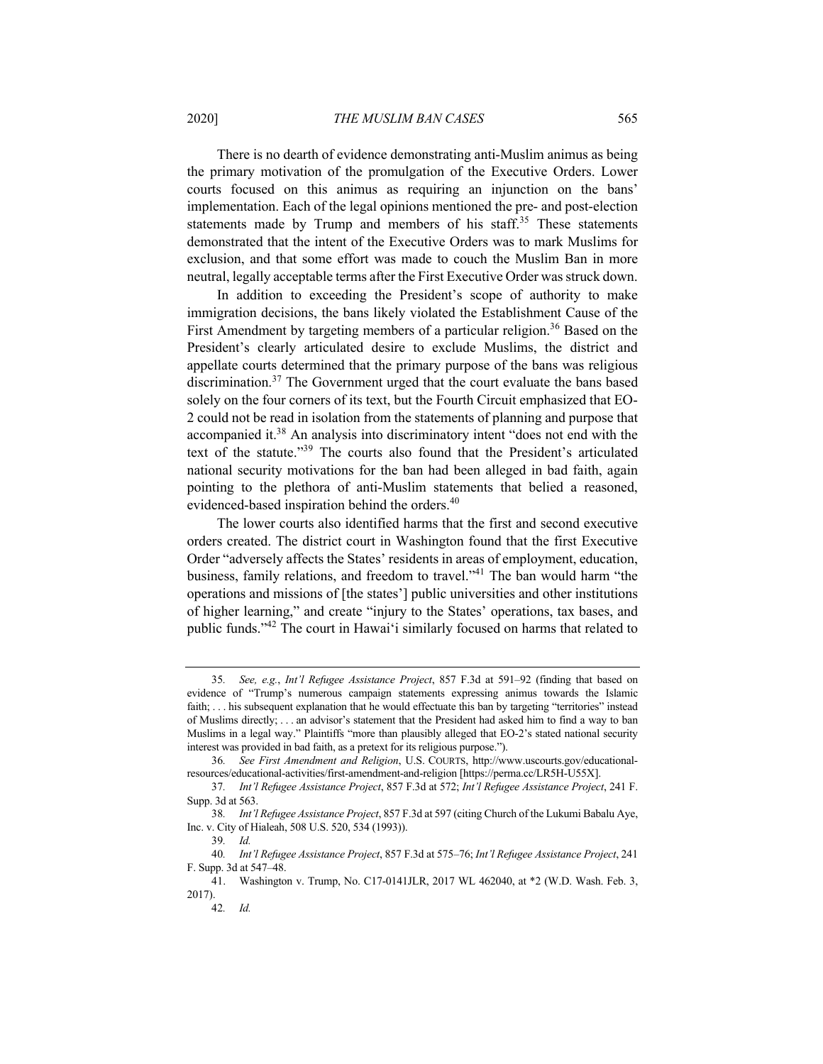There is no dearth of evidence demonstrating anti-Muslim animus as being the primary motivation of the promulgation of the Executive Orders. Lower courts focused on this animus as requiring an injunction on the bans' implementation. Each of the legal opinions mentioned the pre- and post-election statements made by Trump and members of his staff.[35] These statements demonstrated that the intent of the Executive Orders was to mark Muslims for exclusion, and that some effort was made to couch the Muslim Ban in more neutral, legally acceptable terms after the First Executive Order was struck down.

In addition to exceeding the President's scope of authority to make immigration decisions, the bans likely violated the Establishment Cause of the First Amendment by targeting members of a particular religion.[36] Based on the President's clearly articulated desire to exclude Muslims, the district and appellate courts determined that the primary purpose of the bans was religious discrimination.[37] The Government urged that the court evaluate the bans based solely on the four corners of its text, but the Fourth Circuit emphasized that EO-2 could not be read in isolation from the statements of planning and purpose that accompanied it.[38] An analysis into discriminatory intent "does not end with the text of the statute."[39] The courts also found that the President's articulated national security motivations for the ban had been alleged in bad faith, again pointing to the plethora of anti-Muslim statements that belied a reasoned, evidenced-based inspiration behind the orders.[40]

The lower courts also identified harms that the first and second executive orders created. The district court in Washington found that the first Executive Order "adversely affects the States' residents in areas of employment, education, business, family relations, and freedom to travel."[41] The ban would harm "the operations and missions of [the states'] public universities and other institutions of higher learning," and create "injury to the States' operations, tax bases, and public funds."[42] The court in Hawai'i similarly focused on harms that related to

---

35. *See, e.g.*, *Int'l Refugee Assistance Project*, 857 F.3d at 591–92 (finding that based on evidence of "Trump's numerous campaign statements expressing animus towards the Islamic faith; . . . his subsequent explanation that he would effectuate this ban by targeting "territories" instead of Muslims directly; . . . an advisor's statement that the President had asked him to find a way to ban Muslims in a legal way." Plaintiffs "more than plausibly alleged that EO-2's stated national security interest was provided in bad faith, as a pretext for its religious purpose.").

36. *See First Amendment and Religion*, U.S. COURTS, http://www.uscourts.gov/educational-resources/educational-activities/first-amendment-and-religion [https://perma.cc/LR5H-U55X].

37. *Int'l Refugee Assistance Project*, 857 F.3d at 572; *Int'l Refugee Assistance Project*, 241 F. Supp. 3d at 563.

38. *Int'l Refugee Assistance Project*, 857 F.3d at 597 (citing Church of the Lukumi Babalu Aye, Inc. v. City of Hialeah, 508 U.S. 520, 534 (1993)).

39. *Id.*

40. *Int'l Refugee Assistance Project*, 857 F.3d at 575–76; *Int'l Refugee Assistance Project*, 241 F. Supp. 3d at 547–48.

41. Washington v. Trump, No. C17-0141JLR, 2017 WL 462040, at *2 (W.D. Wash. Feb. 3, 2017).

42. *Id.*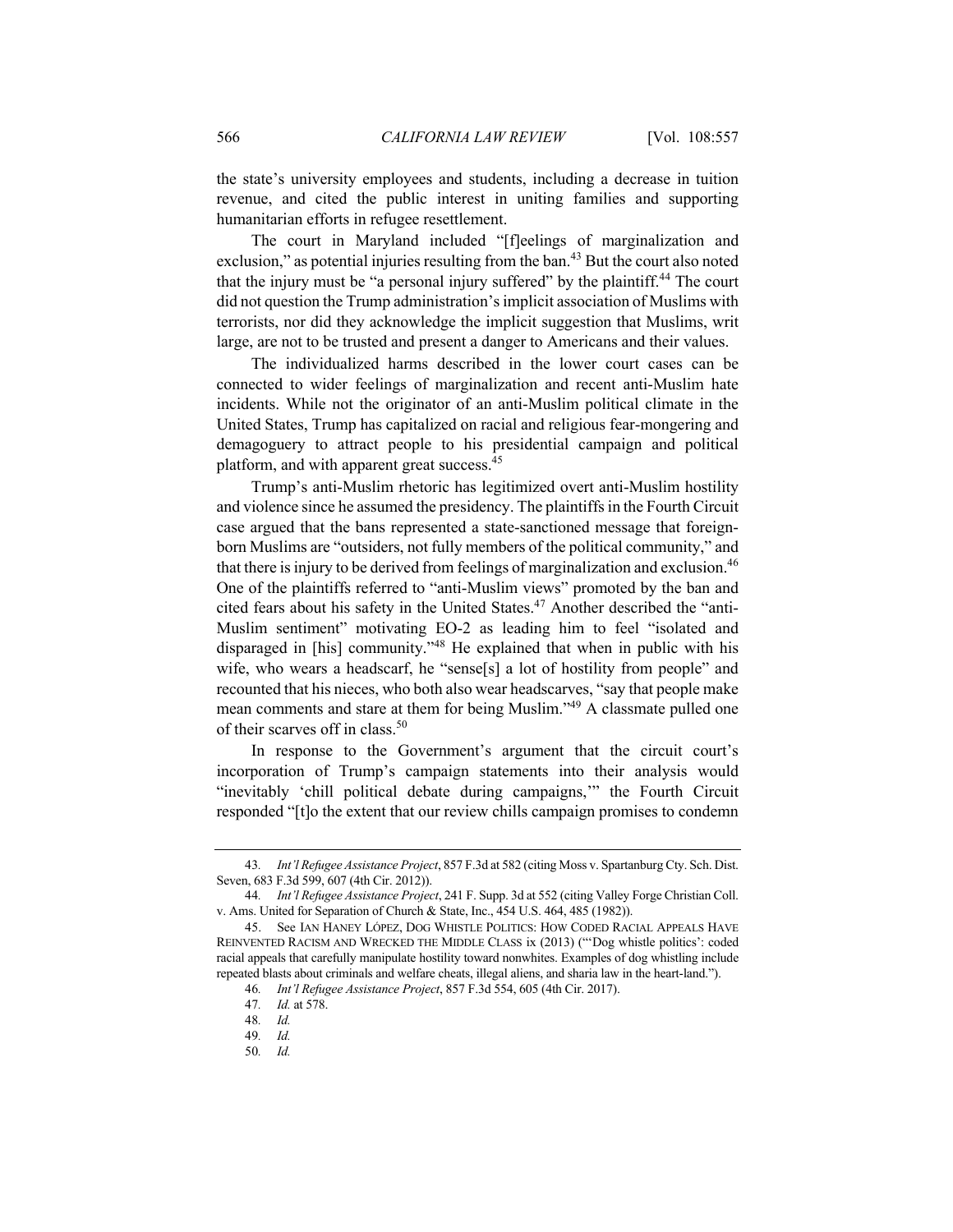the state's university employees and students, including a decrease in tuition revenue, and cited the public interest in uniting families and supporting humanitarian efforts in refugee resettlement.

The court in Maryland included "[f]eelings of marginalization and exclusion," as potential injuries resulting from the ban.[43] But the court also noted that the injury must be "a personal injury suffered" by the plaintiff.[44] The court did not question the Trump administration's implicit association of Muslims with terrorists, nor did they acknowledge the implicit suggestion that Muslims, writ large, are not to be trusted and present a danger to Americans and their values.

The individualized harms described in the lower court cases can be connected to wider feelings of marginalization and recent anti-Muslim hate incidents. While not the originator of an anti-Muslim political climate in the United States, Trump has capitalized on racial and religious fear-mongering and demagoguery to attract people to his presidential campaign and political platform, and with apparent great success.[45]

Trump's anti-Muslim rhetoric has legitimized overt anti-Muslim hostility and violence since he assumed the presidency. The plaintiffs in the Fourth Circuit case argued that the bans represented a state-sanctioned message that foreign-born Muslims are "outsiders, not fully members of the political community," and that there is injury to be derived from feelings of marginalization and exclusion.[46] One of the plaintiffs referred to "anti-Muslim views" promoted by the ban and cited fears about his safety in the United States.[47] Another described the "anti-Muslim sentiment" motivating EO-2 as leading him to feel "isolated and disparaged in [his] community."[48] He explained that when in public with his wife, who wears a headscarf, he "sense[s] a lot of hostility from people" and recounted that his nieces, who both also wear headscarves, "say that people make mean comments and stare at them for being Muslim."[49] A classmate pulled one of their scarves off in class.[50]

In response to the Government's argument that the circuit court's incorporation of Trump's campaign statements into their analysis would "inevitably 'chill political debate during campaigns,'" the Fourth Circuit responded "[t]o the extent that our review chills campaign promises to condemn

---

43. *Int'l Refugee Assistance Project*, 857 F.3d at 582 (citing Moss v. Spartanburg Cty. Sch. Dist. Seven, 683 F.3d 599, 607 (4th Cir. 2012)).

44. *Int'l Refugee Assistance Project*, 241 F. Supp. 3d at 552 (citing Valley Forge Christian Coll. v. Ams. United for Separation of Church & State, Inc., 454 U.S. 464, 485 (1982)).

45. See IAN HANEY LÓPEZ, DOG WHISTLE POLITICS: HOW CODED RACIAL APPEALS HAVE REINVENTED RACISM AND WRECKED THE MIDDLE CLASS ix (2013) ("'Dog whistle politics': coded racial appeals that carefully manipulate hostility toward nonwhites. Examples of dog whistling include repeated blasts about criminals and welfare cheats, illegal aliens, and sharia law in the heart-land.").

46. *Int'l Refugee Assistance Project*, 857 F.3d 554, 605 (4th Cir. 2017).

47. *Id.* at 578.

48. *Id.*

49. *Id.*

50. *Id.*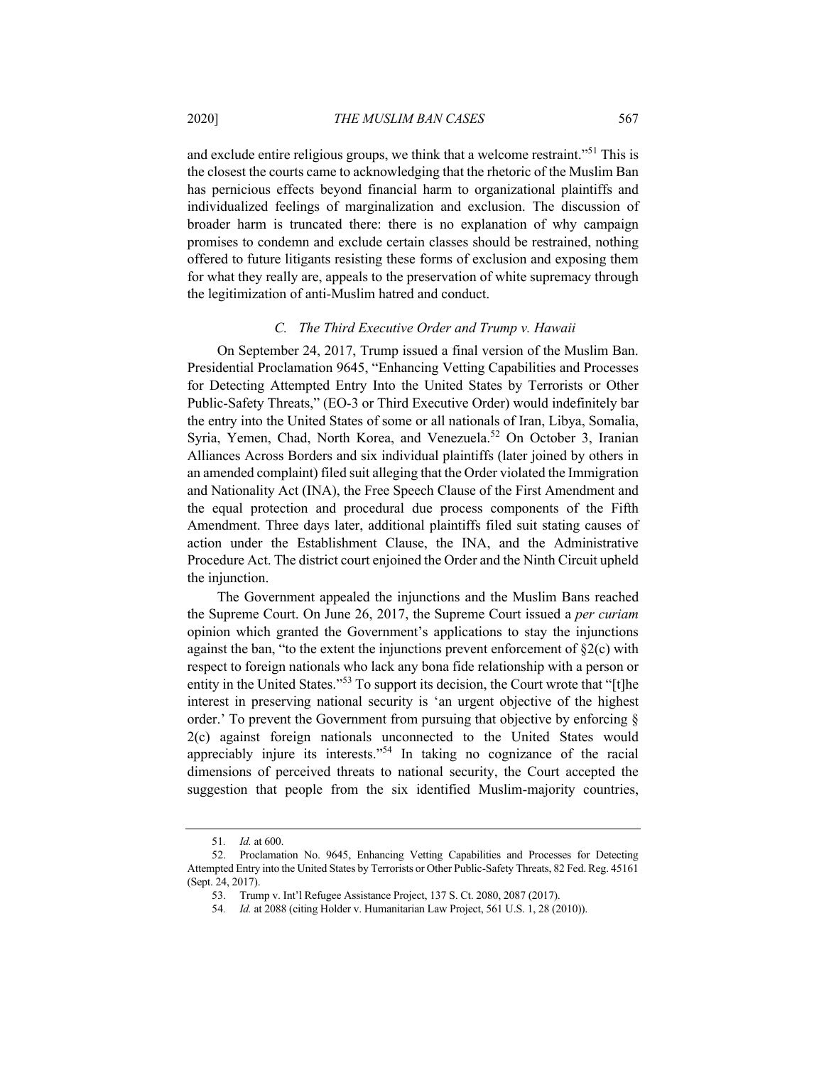and exclude entire religious groups, we think that a welcome restraint."[51] This is the closest the courts came to acknowledging that the rhetoric of the Muslim Ban has pernicious effects beyond financial harm to organizational plaintiffs and individualized feelings of marginalization and exclusion. The discussion of broader harm is truncated there: there is no explanation of why campaign promises to condemn and exclude certain classes should be restrained, nothing offered to future litigants resisting these forms of exclusion and exposing them for what they really are, appeals to the preservation of white supremacy through the legitimization of anti-Muslim hatred and conduct.

### *C. The Third Executive Order and Trump v. Hawaii*

On September 24, 2017, Trump issued a final version of the Muslim Ban. Presidential Proclamation 9645, "Enhancing Vetting Capabilities and Processes for Detecting Attempted Entry Into the United States by Terrorists or Other Public-Safety Threats," (EO-3 or Third Executive Order) would indefinitely bar the entry into the United States of some or all nationals of Iran, Libya, Somalia, Syria, Yemen, Chad, North Korea, and Venezuela.[52] On October 3, Iranian Alliances Across Borders and six individual plaintiffs (later joined by others in an amended complaint) filed suit alleging that the Order violated the Immigration and Nationality Act (INA), the Free Speech Clause of the First Amendment and the equal protection and procedural due process components of the Fifth Amendment. Three days later, additional plaintiffs filed suit stating causes of action under the Establishment Clause, the INA, and the Administrative Procedure Act. The district court enjoined the Order and the Ninth Circuit upheld the injunction.

The Government appealed the injunctions and the Muslim Bans reached the Supreme Court. On June 26, 2017, the Supreme Court issued a *per curiam* opinion which granted the Government's applications to stay the injunctions against the ban, "to the extent the injunctions prevent enforcement of §2(c) with respect to foreign nationals who lack any bona fide relationship with a person or entity in the United States."[53] To support its decision, the Court wrote that "[t]he interest in preserving national security is 'an urgent objective of the highest order.' To prevent the Government from pursuing that objective by enforcing § 2(c) against foreign nationals unconnected to the United States would appreciably injure its interests."[54] In taking no cognizance of the racial dimensions of perceived threats to national security, the Court accepted the suggestion that people from the six identified Muslim-majority countries,

---

51. *Id.* at 600.

52. Proclamation No. 9645, Enhancing Vetting Capabilities and Processes for Detecting Attempted Entry into the United States by Terrorists or Other Public-Safety Threats, 82 Fed. Reg. 45161 (Sept. 24, 2017).

53. Trump v. Int'l Refugee Assistance Project, 137 S. Ct. 2080, 2087 (2017).

54. *Id.* at 2088 (citing Holder v. Humanitarian Law Project, 561 U.S. 1, 28 (2010)).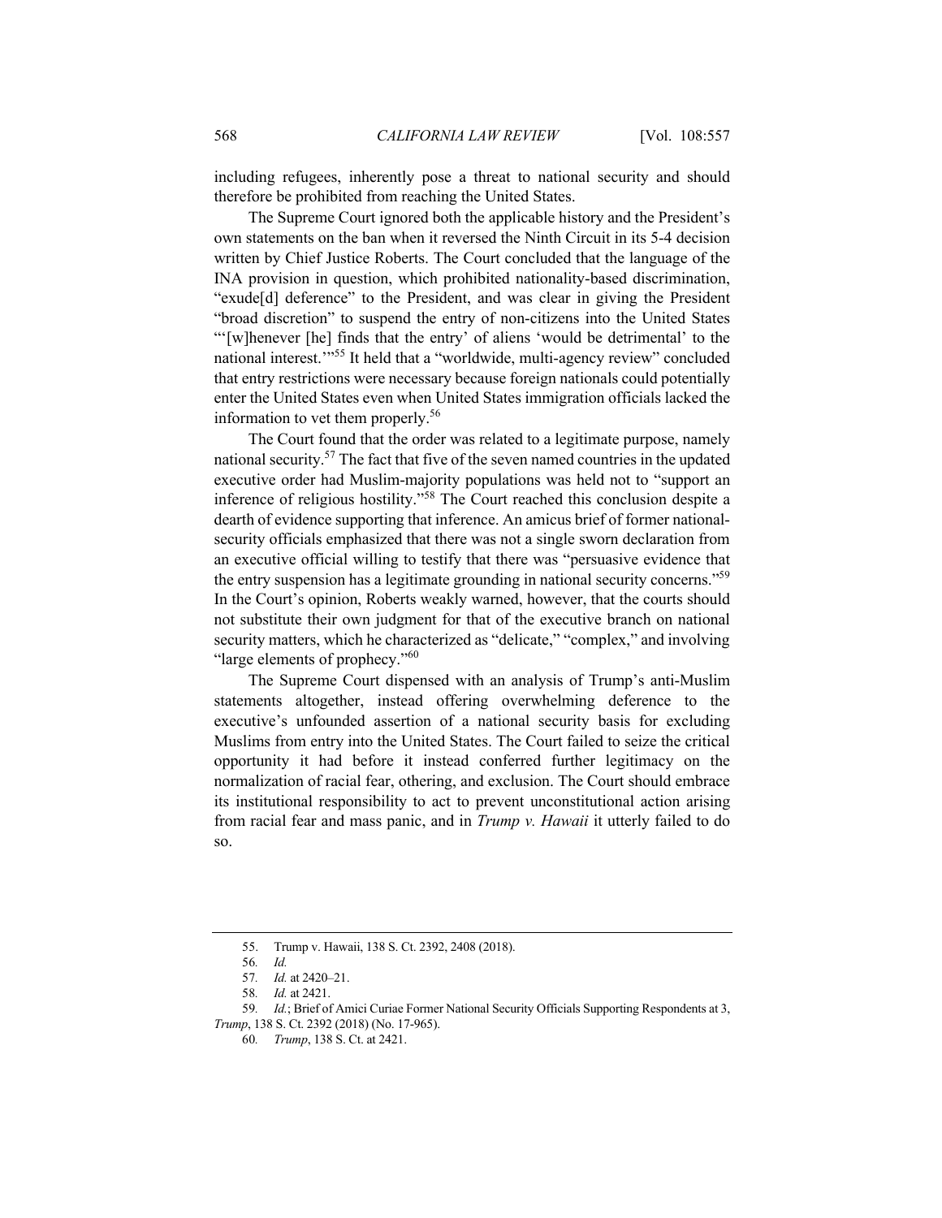including refugees, inherently pose a threat to national security and should therefore be prohibited from reaching the United States.

The Supreme Court ignored both the applicable history and the President's own statements on the ban when it reversed the Ninth Circuit in its 5-4 decision written by Chief Justice Roberts. The Court concluded that the language of the INA provision in question, which prohibited nationality-based discrimination, "exude[d] deference" to the President, and was clear in giving the President "broad discretion" to suspend the entry of non-citizens into the United States "'[w]henever [he] finds that the entry' of aliens 'would be detrimental' to the national interest.'"[55] It held that a "worldwide, multi-agency review" concluded that entry restrictions were necessary because foreign nationals could potentially enter the United States even when United States immigration officials lacked the information to vet them properly.[56]

The Court found that the order was related to a legitimate purpose, namely national security.[57] The fact that five of the seven named countries in the updated executive order had Muslim-majority populations was held not to "support an inference of religious hostility."[58] The Court reached this conclusion despite a dearth of evidence supporting that inference. An amicus brief of former national-security officials emphasized that there was not a single sworn declaration from an executive official willing to testify that there was "persuasive evidence that the entry suspension has a legitimate grounding in national security concerns."[59] In the Court's opinion, Roberts weakly warned, however, that the courts should not substitute their own judgment for that of the executive branch on national security matters, which he characterized as "delicate," "complex," and involving "large elements of prophecy."[60]

The Supreme Court dispensed with an analysis of Trump's anti-Muslim statements altogether, instead offering overwhelming deference to the executive's unfounded assertion of a national security basis for excluding Muslims from entry into the United States. The Court failed to seize the critical opportunity it had before it instead conferred further legitimacy on the normalization of racial fear, othering, and exclusion. The Court should embrace its institutional responsibility to act to prevent unconstitutional action arising from racial fear and mass panic, and in *Trump v. Hawaii* it utterly failed to do so.

---

55. Trump v. Hawaii, 138 S. Ct. 2392, 2408 (2018).

56. *Id.*

57. *Id.* at 2420–21.

58. *Id.* at 2421.

59. *Id.*; Brief of Amici Curiae Former National Security Officials Supporting Respondents at 3, *Trump*, 138 S. Ct. 2392 (2018) (No. 17-965).

60. *Trump*, 138 S. Ct. at 2421.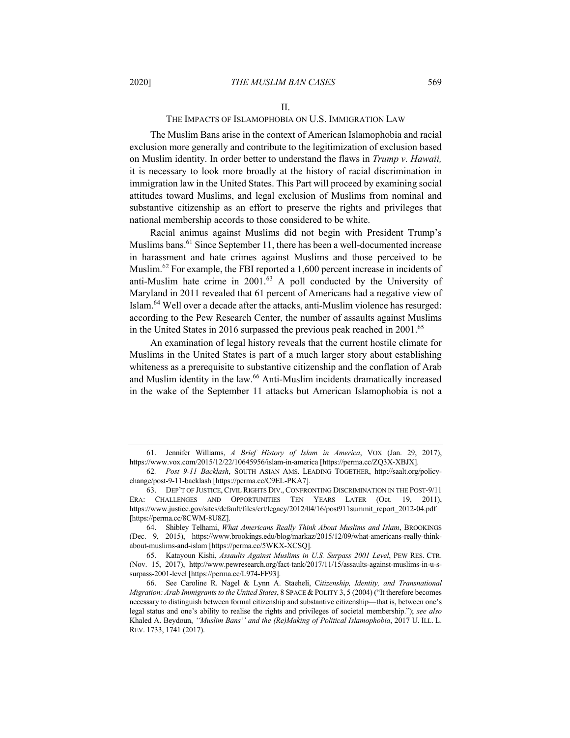## II.

## THE IMPACTS OF ISLAMOPHOBIA ON U.S. IMMIGRATION LAW

The Muslim Bans arise in the context of American Islamophobia and racial exclusion more generally and contribute to the legitimization of exclusion based on Muslim identity. In order better to understand the flaws in *Trump v. Hawaii,* it is necessary to look more broadly at the history of racial discrimination in immigration law in the United States. This Part will proceed by examining social attitudes toward Muslims, and legal exclusion of Muslims from nominal and substantive citizenship as an effort to preserve the rights and privileges that national membership accords to those considered to be white.

Racial animus against Muslims did not begin with President Trump's Muslims bans.[61] Since September 11, there has been a well-documented increase in harassment and hate crimes against Muslims and those perceived to be Muslim.[62] For example, the FBI reported a 1,600 percent increase in incidents of anti-Muslim hate crime in 2001.[63] A poll conducted by the University of Maryland in 2011 revealed that 61 percent of Americans had a negative view of Islam.[64] Well over a decade after the attacks, anti-Muslim violence has resurged: according to the Pew Research Center, the number of assaults against Muslims in the United States in 2016 surpassed the previous peak reached in 2001.[65]

An examination of legal history reveals that the current hostile climate for Muslims in the United States is part of a much larger story about establishing whiteness as a prerequisite to substantive citizenship and the conflation of Arab and Muslim identity in the law.[66] Anti-Muslim incidents dramatically increased in the wake of the September 11 attacks but American Islamophobia is not a

---

61. Jennifer Williams, *A Brief History of Islam in America*, VOX (Jan. 29, 2017), https://www.vox.com/2015/12/22/10645956/islam-in-america [https://perma.cc/ZQ3X-XBJX].

62. *Post 9-11 Backlash*, SOUTH ASIAN AMS. LEADING TOGETHER, http://saalt.org/policy-change/post-9-11-backlash [https://perma.cc/C9EL-PKA7].

63. DEP'T OF JUSTICE, CIVIL RIGHTS DIV., CONFRONTING DISCRIMINATION IN THE POST-9/11 ERA: CHALLENGES AND OPPORTUNITIES TEN YEARS LATER (Oct. 19, 2011), https://www.justice.gov/sites/default/files/crt/legacy/2012/04/16/post911summit_report_2012-04.pdf [https://perma.cc/8CWM-8U8Z].

64. Shibley Telhami, *What Americans Really Think About Muslims and Islam*, BROOKINGS (Dec. 9, 2015), https://www.brookings.edu/blog/markaz/2015/12/09/what-americans-really-think-about-muslims-and-islam [https://perma.cc/5WKX-XCSQ].

65. Katayoun Kishi, *Assaults Against Muslims in U.S. Surpass 2001 Level*, PEW RES. CTR. (Nov. 15, 2017), http://www.pewresearch.org/fact-tank/2017/11/15/assaults-against-muslims-in-u-s-surpass-2001-level [https://perma.cc/L974-FF93].

66. See Caroline R. Nagel & Lynn A. Staeheli, *Citizenship, Identity, and Transnational Migration: Arab Immigrants to the United States*, 8 SPACE & POLITY 3, 5 (2004) ("It therefore becomes necessary to distinguish between formal citizenship and substantive citizenship—that is, between one's legal status and one's ability to realise the rights and privileges of societal membership."); *see also* Khaled A. Beydoun, *''Muslim Bans'' and the (Re)Making of Political Islamophobia*, 2017 U. ILL. L. REV. 1733, 1741 (2017).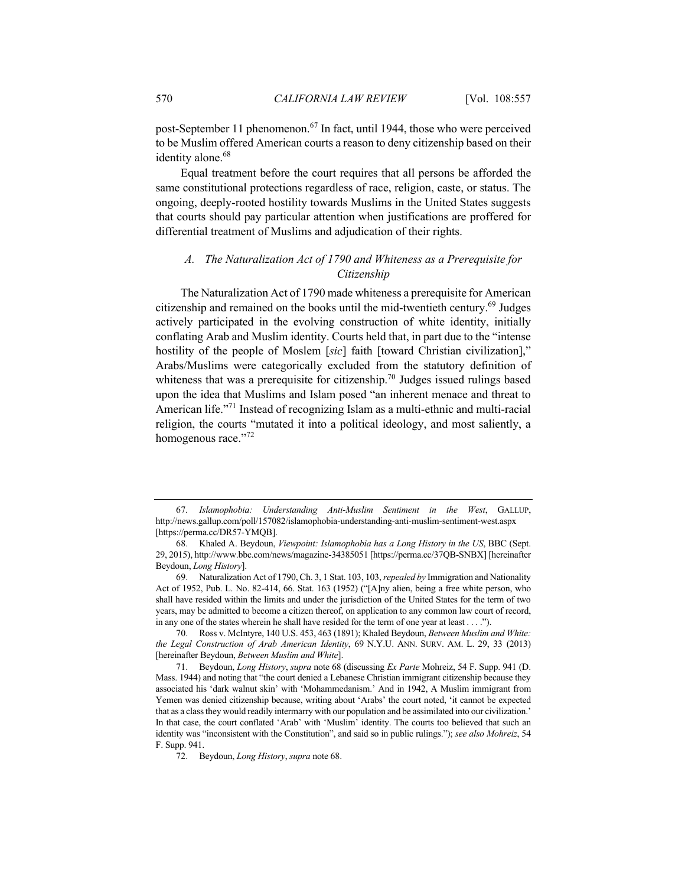post-September 11 phenomenon.[67] In fact, until 1944, those who were perceived to be Muslim offered American courts a reason to deny citizenship based on their identity alone.[68]

Equal treatment before the court requires that all persons be afforded the same constitutional protections regardless of race, religion, caste, or status. The ongoing, deeply-rooted hostility towards Muslims in the United States suggests that courts should pay particular attention when justifications are proffered for differential treatment of Muslims and adjudication of their rights.

### *A. The Naturalization Act of 1790 and Whiteness as a Prerequisite for Citizenship*

The Naturalization Act of 1790 made whiteness a prerequisite for American citizenship and remained on the books until the mid-twentieth century.[69] Judges actively participated in the evolving construction of white identity, initially conflating Arab and Muslim identity. Courts held that, in part due to the "intense hostility of the people of Moslem [*sic*] faith [toward Christian civilization]," Arabs/Muslims were categorically excluded from the statutory definition of whiteness that was a prerequisite for citizenship.[70] Judges issued rulings based upon the idea that Muslims and Islam posed "an inherent menace and threat to American life."[71] Instead of recognizing Islam as a multi-ethnic and multi-racial religion, the courts "mutated it into a political ideology, and most saliently, a homogenous race."[72]

---

67. *Islamophobia: Understanding Anti-Muslim Sentiment in the West*, GALLUP, http://news.gallup.com/poll/157082/islamophobia-understanding-anti-muslim-sentiment-west.aspx [https://perma.cc/DR57-YMQB].

68. Khaled A. Beydoun, *Viewpoint: Islamophobia has a Long History in the US*, BBC (Sept. 29, 2015), http://www.bbc.com/news/magazine-34385051 [https://perma.cc/37QB-SNBX] [hereinafter Beydoun, *Long History*].

69. Naturalization Act of 1790, Ch. 3, 1 Stat. 103, 103, *repealed by* Immigration and Nationality Act of 1952, Pub. L. No. 82-414, 66. Stat. 163 (1952) ("[A]ny alien, being a free white person, who shall have resided within the limits and under the jurisdiction of the United States for the term of two years, may be admitted to become a citizen thereof, on application to any common law court of record, in any one of the states wherein he shall have resided for the term of one year at least . . . .").

70. Ross v. McIntyre, 140 U.S. 453, 463 (1891); Khaled Beydoun, *Between Muslim and White: the Legal Construction of Arab American Identity*, 69 N.Y.U. ANN. SURV. AM. L. 29, 33 (2013) [hereinafter Beydoun, *Between Muslim and White*].

71. Beydoun, *Long History*, *supra* note 68 (discussing *Ex Parte* Mohreiz, 54 F. Supp. 941 (D. Mass. 1944) and noting that "the court denied a Lebanese Christian immigrant citizenship because they associated his 'dark walnut skin' with 'Mohammedanism.' And in 1942, A Muslim immigrant from Yemen was denied citizenship because, writing about 'Arabs' the court noted, 'it cannot be expected that as a class they would readily intermarry with our population and be assimilated into our civilization.' In that case, the court conflated 'Arab' with 'Muslim' identity. The courts too believed that such an identity was "inconsistent with the Constitution", and said so in public rulings."); *see also Mohreiz*, 54 F. Supp. 941.

72. Beydoun, *Long History*, *supra* note 68.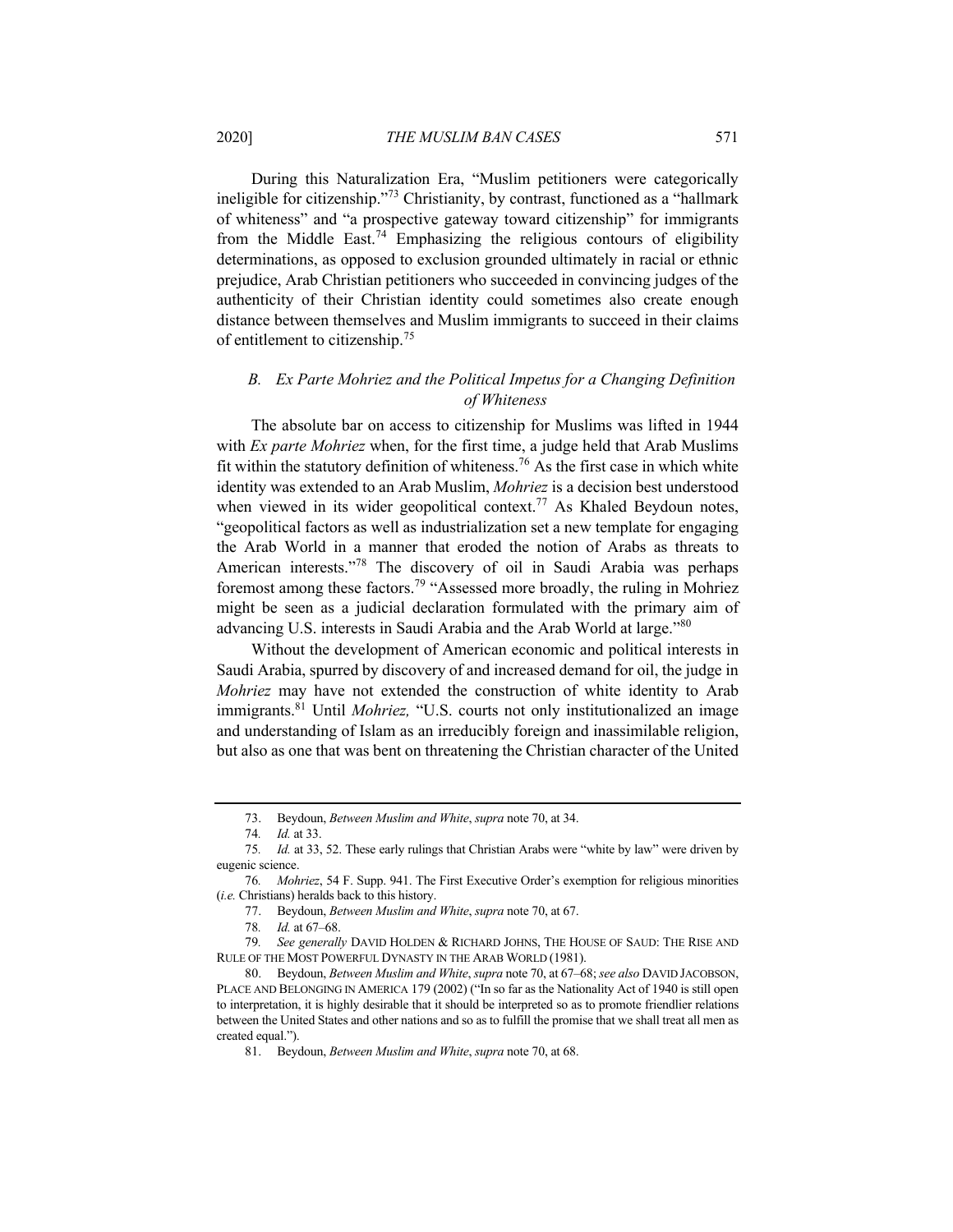During this Naturalization Era, "Muslim petitioners were categorically ineligible for citizenship."[73] Christianity, by contrast, functioned as a "hallmark of whiteness" and "a prospective gateway toward citizenship" for immigrants from the Middle East.[74] Emphasizing the religious contours of eligibility determinations, as opposed to exclusion grounded ultimately in racial or ethnic prejudice, Arab Christian petitioners who succeeded in convincing judges of the authenticity of their Christian identity could sometimes also create enough distance between themselves and Muslim immigrants to succeed in their claims of entitlement to citizenship.[75]

### *B. Ex Parte Mohriez and the Political Impetus for a Changing Definition of Whiteness*

The absolute bar on access to citizenship for Muslims was lifted in 1944 with *Ex parte Mohriez* when, for the first time, a judge held that Arab Muslims fit within the statutory definition of whiteness.[76] As the first case in which white identity was extended to an Arab Muslim, *Mohriez* is a decision best understood when viewed in its wider geopolitical context.[77] As Khaled Beydoun notes, "geopolitical factors as well as industrialization set a new template for engaging the Arab World in a manner that eroded the notion of Arabs as threats to American interests."[78] The discovery of oil in Saudi Arabia was perhaps foremost among these factors.[79] "Assessed more broadly, the ruling in Mohriez might be seen as a judicial declaration formulated with the primary aim of advancing U.S. interests in Saudi Arabia and the Arab World at large."[80]

Without the development of American economic and political interests in Saudi Arabia, spurred by discovery of and increased demand for oil, the judge in *Mohriez* may have not extended the construction of white identity to Arab immigrants.[81] Until *Mohriez,* "U.S. courts not only institutionalized an image and understanding of Islam as an irreducibly foreign and inassimilable religion, but also as one that was bent on threatening the Christian character of the United

---

73. Beydoun, *Between Muslim and White*, *supra* note 70, at 34.

74. *Id.* at 33.

75. *Id.* at 33, 52. These early rulings that Christian Arabs were "white by law" were driven by eugenic science.

76. *Mohriez*, 54 F. Supp. 941. The First Executive Order's exemption for religious minorities (*i.e.* Christians) heralds back to this history.

77. Beydoun, *Between Muslim and White*, *supra* note 70, at 67.

78. *Id.* at 67–68.

79. *See generally* DAVID HOLDEN & RICHARD JOHNS, THE HOUSE OF SAUD: THE RISE AND RULE OF THE MOST POWERFUL DYNASTY IN THE ARAB WORLD (1981).

80. Beydoun, *Between Muslim and White*, *supra* note 70, at 67–68; *see also* DAVID JACOBSON, PLACE AND BELONGING IN AMERICA 179 (2002) ("In so far as the Nationality Act of 1940 is still open to interpretation, it is highly desirable that it should be interpreted so as to promote friendlier relations between the United States and other nations and so as to fulfill the promise that we shall treat all men as created equal.").

81. Beydoun, *Between Muslim and White*, *supra* note 70, at 68.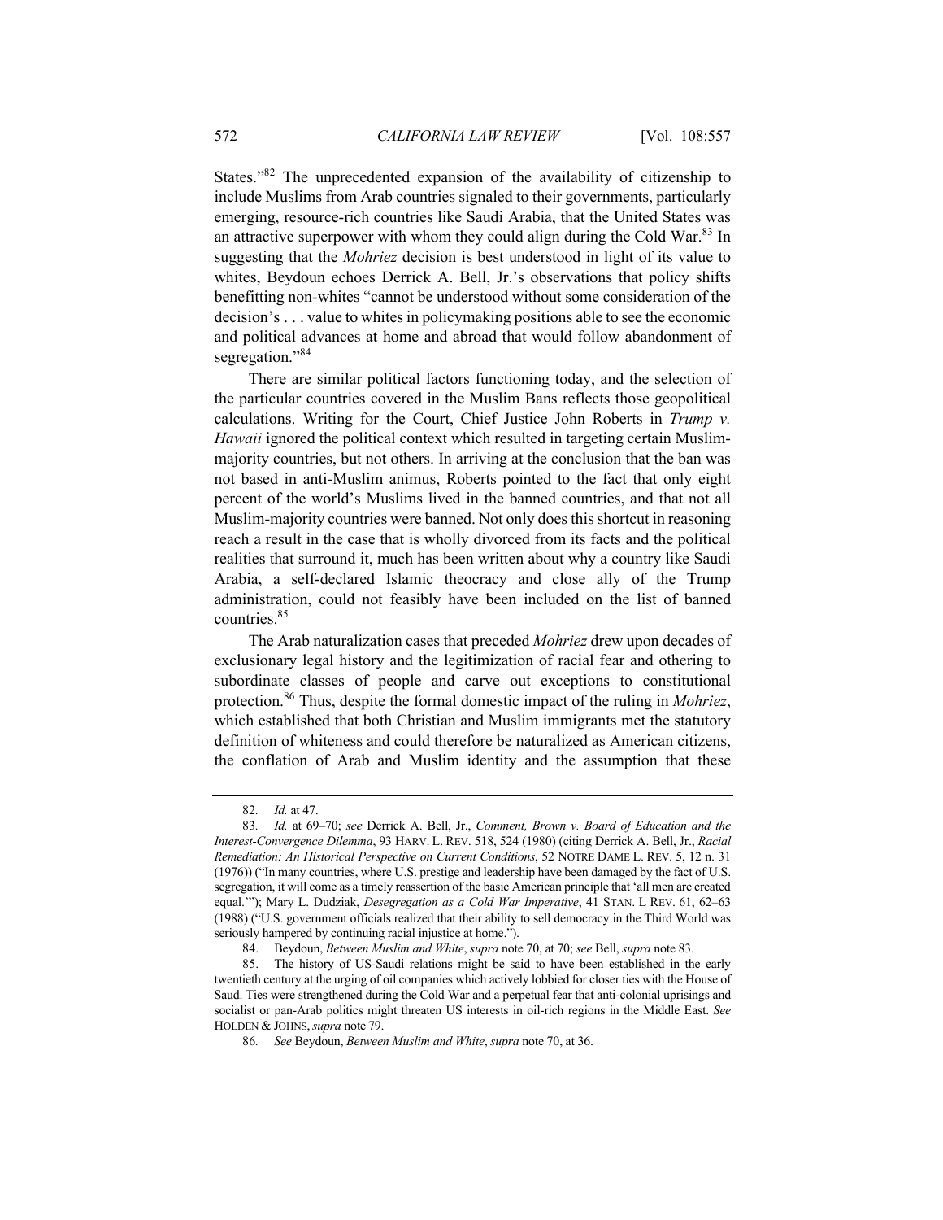States."[82] The unprecedented expansion of the availability of citizenship to include Muslims from Arab countries signaled to their governments, particularly emerging, resource-rich countries like Saudi Arabia, that the United States was an attractive superpower with whom they could align during the Cold War.[83] In suggesting that the *Mohriez* decision is best understood in light of its value to whites, Beydoun echoes Derrick A. Bell, Jr.'s observations that policy shifts benefitting non-whites "cannot be understood without some consideration of the decision's . . . value to whites in policymaking positions able to see the economic and political advances at home and abroad that would follow abandonment of segregation."[84]

There are similar political factors functioning today, and the selection of the particular countries covered in the Muslim Bans reflects those geopolitical calculations. Writing for the Court, Chief Justice John Roberts in *Trump v. Hawaii* ignored the political context which resulted in targeting certain Muslim-majority countries, but not others. In arriving at the conclusion that the ban was not based in anti-Muslim animus, Roberts pointed to the fact that only eight percent of the world's Muslims lived in the banned countries, and that not all Muslim-majority countries were banned. Not only does this shortcut in reasoning reach a result in the case that is wholly divorced from its facts and the political realities that surround it, much has been written about why a country like Saudi Arabia, a self-declared Islamic theocracy and close ally of the Trump administration, could not feasibly have been included on the list of banned countries.[85]

The Arab naturalization cases that preceded *Mohriez* drew upon decades of exclusionary legal history and the legitimization of racial fear and othering to subordinate classes of people and carve out exceptions to constitutional protection.[86] Thus, despite the formal domestic impact of the ruling in *Mohriez*, which established that both Christian and Muslim immigrants met the statutory definition of whiteness and could therefore be naturalized as American citizens, the conflation of Arab and Muslim identity and the assumption that these

---

82. *Id.* at 47.

83. *Id.* at 69–70; *see* Derrick A. Bell, Jr., *Comment, Brown v. Board of Education and the Interest-Convergence Dilemma*, 93 HARV. L. REV. 518, 524 (1980) (citing Derrick A. Bell, Jr., *Racial Remediation: An Historical Perspective on Current Conditions*, 52 NOTRE DAME L. REV. 5, 12 n. 31 (1976)) ("In many countries, where U.S. prestige and leadership have been damaged by the fact of U.S. segregation, it will come as a timely reassertion of the basic American principle that 'all men are created equal.'"); Mary L. Dudziak, *Desegregation as a Cold War Imperative*, 41 STAN. L REV. 61, 62–63 (1988) ("U.S. government officials realized that their ability to sell democracy in the Third World was seriously hampered by continuing racial injustice at home.").

84. Beydoun, *Between Muslim and White*, *supra* note 70, at 70; *see* Bell, *supra* note 83.

85. The history of US-Saudi relations might be said to have been established in the early twentieth century at the urging of oil companies which actively lobbied for closer ties with the House of Saud. Ties were strengthened during the Cold War and a perpetual fear that anti-colonial uprisings and socialist or pan-Arab politics might threaten US interests in oil-rich regions in the Middle East. *See* HOLDEN & JOHNS, *supra* note 79.

86. *See* Beydoun, *Between Muslim and White*, *supra* note 70, at 36.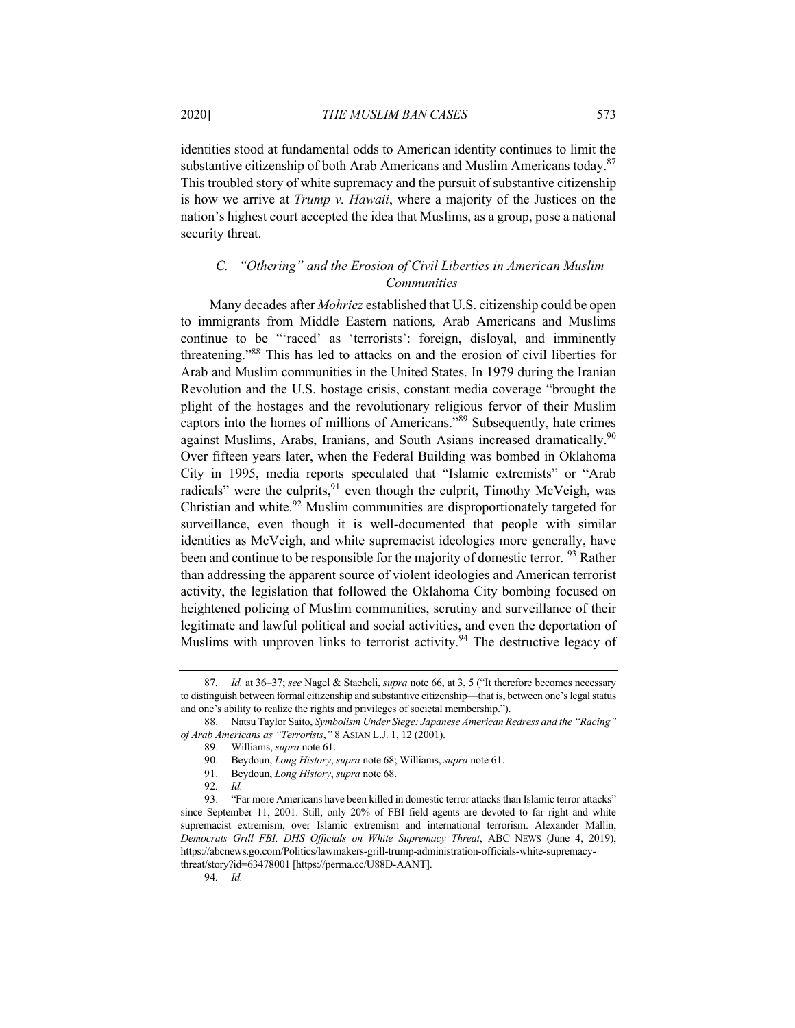identities stood at fundamental odds to American identity continues to limit the substantive citizenship of both Arab Americans and Muslim Americans today.[87] This troubled story of white supremacy and the pursuit of substantive citizenship is how we arrive at *Trump v. Hawaii*, where a majority of the Justices on the nation's highest court accepted the idea that Muslims, as a group, pose a national security threat.

### *C. "Othering" and the Erosion of Civil Liberties in American Muslim Communities*

Many decades after *Mohriez* established that U.S. citizenship could be open to immigrants from Middle Eastern nations, Arab Americans and Muslims continue to be "'raced' as 'terrorists': foreign, disloyal, and imminently threatening."[88] This has led to attacks on and the erosion of civil liberties for Arab and Muslim communities in the United States. In 1979 during the Iranian Revolution and the U.S. hostage crisis, constant media coverage "brought the plight of the hostages and the revolutionary religious fervor of their Muslim captors into the homes of millions of Americans."[89] Subsequently, hate crimes against Muslims, Arabs, Iranians, and South Asians increased dramatically.[90] Over fifteen years later, when the Federal Building was bombed in Oklahoma City in 1995, media reports speculated that "Islamic extremists" or "Arab radicals" were the culprits,[91] even though the culprit, Timothy McVeigh, was Christian and white.[92] Muslim communities are disproportionately targeted for surveillance, even though it is well-documented that people with similar identities as McVeigh, and white supremacist ideologies more generally, have been and continue to be responsible for the majority of domestic terror. [93] Rather than addressing the apparent source of violent ideologies and American terrorist activity, the legislation that followed the Oklahoma City bombing focused on heightened policing of Muslim communities, scrutiny and surveillance of their legitimate and lawful political and social activities, and even the deportation of Muslims with unproven links to terrorist activity.[94] The destructive legacy of

---

87. *Id.* at 36–37; *see* Nagel & Staeheli, *supra* note 66, at 3, 5 ("It therefore becomes necessary to distinguish between formal citizenship and substantive citizenship—that is, between one's legal status and one's ability to realize the rights and privileges of societal membership.").

88. Natsu Taylor Saito, *Symbolism Under Siege: Japanese American Redress and the "Racing" of Arab Americans as "Terrorists*,*"* 8 ASIAN L.J. 1, 12 (2001).

89. Williams, *supra* note 61.

90. Beydoun, *Long History*, *supra* note 68; Williams, *supra* note 61.

91. Beydoun, *Long History*, *supra* note 68.

92. *Id.*

93. "Far more Americans have been killed in domestic terror attacks than Islamic terror attacks" since September 11, 2001. Still, only 20% of FBI field agents are devoted to far right and white supremacist extremism, over Islamic extremism and international terrorism. Alexander Mallin, *Democrats Grill FBI, DHS Officials on White Supremacy Threat*, ABC NEWS (June 4, 2019), https://abcnews.go.com/Politics/lawmakers-grill-trump-administration-officials-white-supremacy-threat/story?id=63478001 [https://perma.cc/U88D-AANT].

94. *Id.*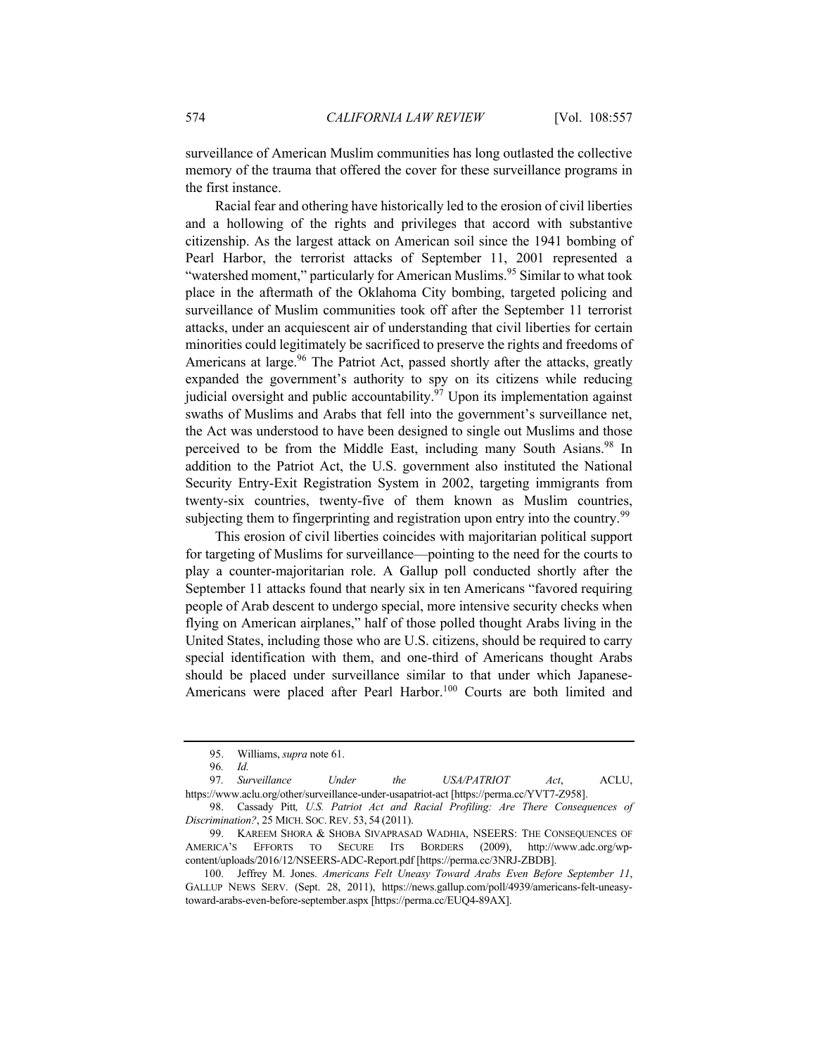surveillance of American Muslim communities has long outlasted the collective memory of the trauma that offered the cover for these surveillance programs in the first instance.

Racial fear and othering have historically led to the erosion of civil liberties and a hollowing of the rights and privileges that accord with substantive citizenship. As the largest attack on American soil since the 1941 bombing of Pearl Harbor, the terrorist attacks of September 11, 2001 represented a "watershed moment," particularly for American Muslims.[95] Similar to what took place in the aftermath of the Oklahoma City bombing, targeted policing and surveillance of Muslim communities took off after the September 11 terrorist attacks, under an acquiescent air of understanding that civil liberties for certain minorities could legitimately be sacrificed to preserve the rights and freedoms of Americans at large.[96] The Patriot Act, passed shortly after the attacks, greatly expanded the government's authority to spy on its citizens while reducing judicial oversight and public accountability.[97] Upon its implementation against swaths of Muslims and Arabs that fell into the government's surveillance net, the Act was understood to have been designed to single out Muslims and those perceived to be from the Middle East, including many South Asians.[98] In addition to the Patriot Act, the U.S. government also instituted the National Security Entry-Exit Registration System in 2002, targeting immigrants from twenty-six countries, twenty-five of them known as Muslim countries, subjecting them to fingerprinting and registration upon entry into the country.[99]

This erosion of civil liberties coincides with majoritarian political support for targeting of Muslims for surveillance—pointing to the need for the courts to play a counter-majoritarian role. A Gallup poll conducted shortly after the September 11 attacks found that nearly six in ten Americans "favored requiring people of Arab descent to undergo special, more intensive security checks when flying on American airplanes," half of those polled thought Arabs living in the United States, including those who are U.S. citizens, should be required to carry special identification with them, and one-third of Americans thought Arabs should be placed under surveillance similar to that under which Japanese-Americans were placed after Pearl Harbor.[100] Courts are both limited and

---

95. Williams, *supra* note 61.

96. *Id.*

97. *Surveillance Under the USA/PATRIOT Act*, ACLU, https://www.aclu.org/other/surveillance-under-usapatriot-act [https://perma.cc/YVT7-Z958].

98. Cassady Pitt*, U.S. Patriot Act and Racial Profiling: Are There Consequences of Discrimination?*, 25 MICH. SOC. REV. 53, 54 (2011).

99. KAREEM SHORA & SHOBA SIVAPRASAD WADHIA, NSEERS: THE CONSEQUENCES OF AMERICA'S EFFORTS TO SECURE ITS BORDERS (2009), http://www.adc.org/wp-content/uploads/2016/12/NSEERS-ADC-Report.pdf [https://perma.cc/3NRJ-ZBDB].

100. Jeffrey M. Jones. *Americans Felt Uneasy Toward Arabs Even Before September 11*, GALLUP NEWS SERV. (Sept. 28, 2011), https://news.gallup.com/poll/4939/americans-felt-uneasy-toward-arabs-even-before-september.aspx [https://perma.cc/EUQ4-89AX].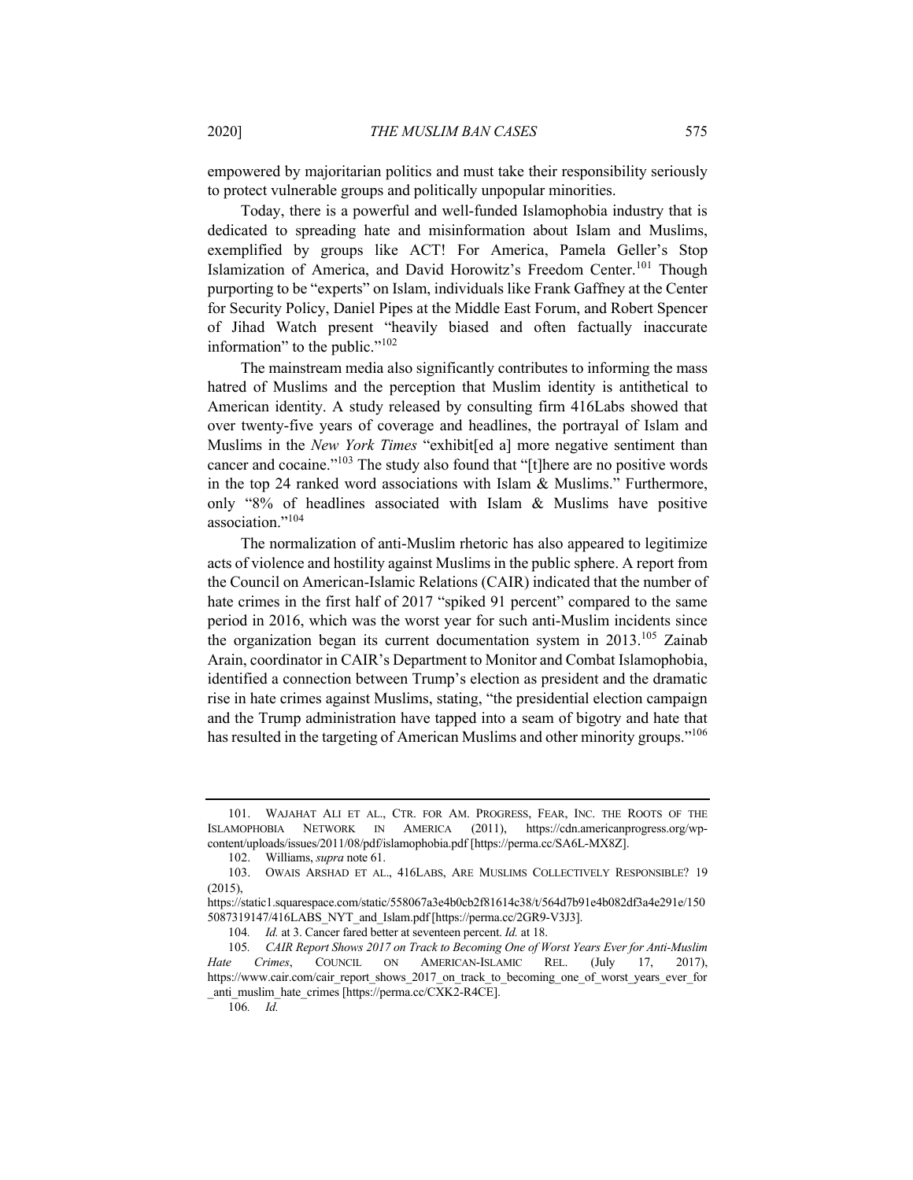empowered by majoritarian politics and must take their responsibility seriously to protect vulnerable groups and politically unpopular minorities.

Today, there is a powerful and well-funded Islamophobia industry that is dedicated to spreading hate and misinformation about Islam and Muslims, exemplified by groups like ACT! For America, Pamela Geller's Stop Islamization of America, and David Horowitz's Freedom Center.[101] Though purporting to be "experts" on Islam, individuals like Frank Gaffney at the Center for Security Policy, Daniel Pipes at the Middle East Forum, and Robert Spencer of Jihad Watch present "heavily biased and often factually inaccurate information" to the public."[102]

The mainstream media also significantly contributes to informing the mass hatred of Muslims and the perception that Muslim identity is antithetical to American identity. A study released by consulting firm 416Labs showed that over twenty-five years of coverage and headlines, the portrayal of Islam and Muslims in the *New York Times* "exhibit[ed a] more negative sentiment than cancer and cocaine."[103] The study also found that "[t]here are no positive words in the top 24 ranked word associations with Islam & Muslims." Furthermore, only "8% of headlines associated with Islam & Muslims have positive association."[104]

The normalization of anti-Muslim rhetoric has also appeared to legitimize acts of violence and hostility against Muslims in the public sphere. A report from the Council on American-Islamic Relations (CAIR) indicated that the number of hate crimes in the first half of 2017 "spiked 91 percent" compared to the same period in 2016, which was the worst year for such anti-Muslim incidents since the organization began its current documentation system in 2013.[105] Zainab Arain, coordinator in CAIR's Department to Monitor and Combat Islamophobia, identified a connection between Trump's election as president and the dramatic rise in hate crimes against Muslims, stating, "the presidential election campaign and the Trump administration have tapped into a seam of bigotry and hate that has resulted in the targeting of American Muslims and other minority groups."[106]

---

101. WAJAHAT ALI ET AL., CTR. FOR AM. PROGRESS, FEAR, INC. THE ROOTS OF THE ISLAMOPHOBIA NETWORK IN AMERICA (2011), https://cdn.americanprogress.org/wp-content/uploads/issues/2011/08/pdf/islamophobia.pdf [https://perma.cc/SA6L-MX8Z].

102. Williams, *supra* note 61.

103. OWAIS ARSHAD ET AL., 416LABS, ARE MUSLIMS COLLECTIVELY RESPONSIBLE? 19 (2015), https://static1.squarespace.com/static/558067a3e4b0cb2f81614c38/t/564d7b91e4b082df3a4e291e/1505087319147/416LABS_NYT_and_Islam.pdf [https://perma.cc/2GR9-V3J3].

104. *Id.* at 3. Cancer fared better at seventeen percent. *Id.* at 18.

105. *CAIR Report Shows 2017 on Track to Becoming One of Worst Years Ever for Anti-Muslim Hate Crimes*, COUNCIL ON AMERICAN-ISLAMIC REL. (July 17, 2017), https://www.cair.com/cair_report_shows_2017_on_track_to_becoming_one_of_worst_years_ever_for_anti_muslim_hate_crimes [https://perma.cc/CXK2-R4CE].

106. *Id.*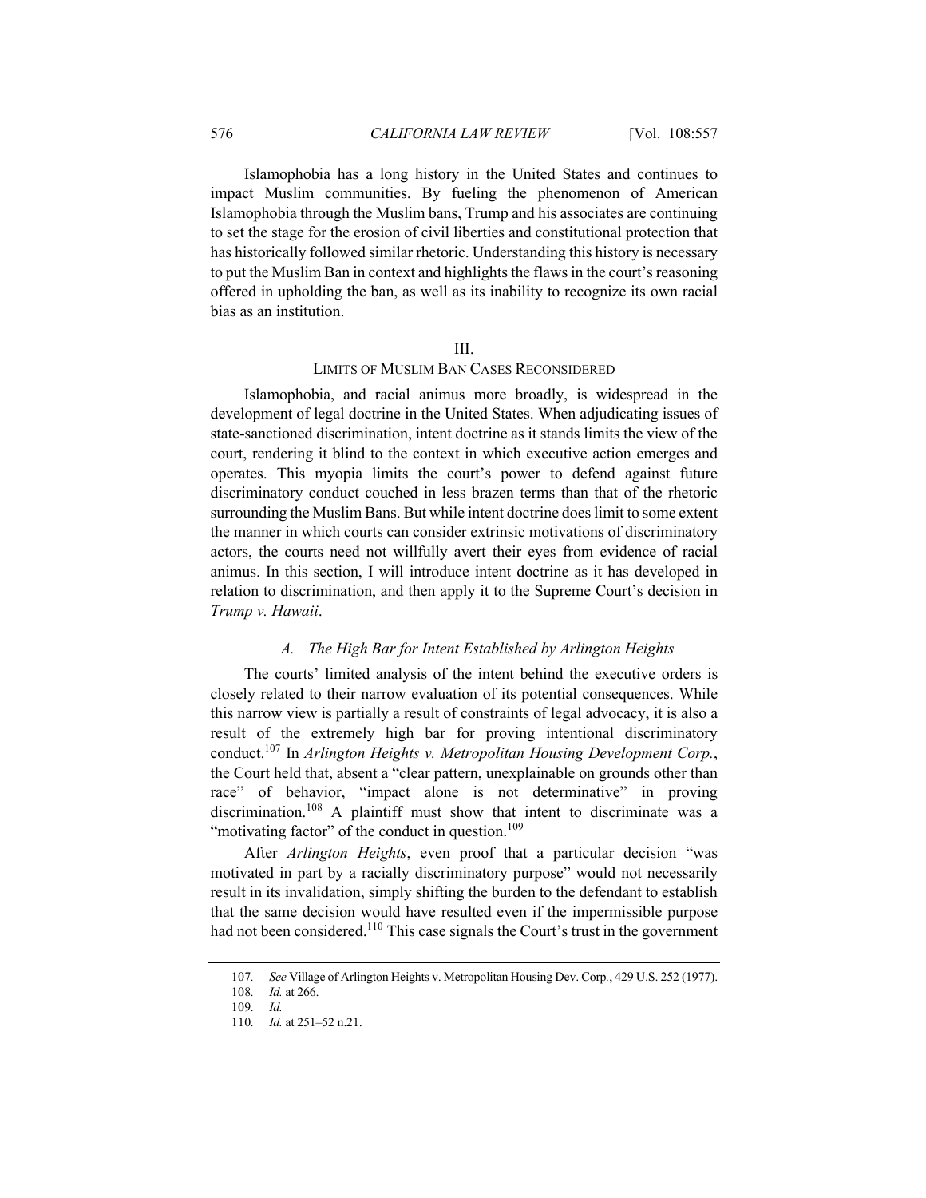Islamophobia has a long history in the United States and continues to impact Muslim communities. By fueling the phenomenon of American Islamophobia through the Muslim bans, Trump and his associates are continuing to set the stage for the erosion of civil liberties and constitutional protection that has historically followed similar rhetoric. Understanding this history is necessary to put the Muslim Ban in context and highlights the flaws in the court's reasoning offered in upholding the ban, as well as its inability to recognize its own racial bias as an institution.

## III.
## LIMITS OF MUSLIM BAN CASES RECONSIDERED

Islamophobia, and racial animus more broadly, is widespread in the development of legal doctrine in the United States. When adjudicating issues of state-sanctioned discrimination, intent doctrine as it stands limits the view of the court, rendering it blind to the context in which executive action emerges and operates. This myopia limits the court's power to defend against future discriminatory conduct couched in less brazen terms than that of the rhetoric surrounding the Muslim Bans. But while intent doctrine does limit to some extent the manner in which courts can consider extrinsic motivations of discriminatory actors, the courts need not willfully avert their eyes from evidence of racial animus. In this section, I will introduce intent doctrine as it has developed in relation to discrimination, and then apply it to the Supreme Court's decision in *Trump v. Hawaii*.

### *A. The High Bar for Intent Established by Arlington Heights*

The courts' limited analysis of the intent behind the executive orders is closely related to their narrow evaluation of its potential consequences. While this narrow view is partially a result of constraints of legal advocacy, it is also a result of the extremely high bar for proving intentional discriminatory conduct.[107] In *Arlington Heights v. Metropolitan Housing Development Corp.*, the Court held that, absent a "clear pattern, unexplainable on grounds other than race" of behavior, "impact alone is not determinative" in proving discrimination.[108] A plaintiff must show that intent to discriminate was a "motivating factor" of the conduct in question.[109]

After *Arlington Heights*, even proof that a particular decision "was motivated in part by a racially discriminatory purpose" would not necessarily result in its invalidation, simply shifting the burden to the defendant to establish that the same decision would have resulted even if the impermissible purpose had not been considered.[110] This case signals the Court's trust in the government

---

107. *See* Village of Arlington Heights v. Metropolitan Housing Dev. Corp., 429 U.S. 252 (1977).

108. *Id.* at 266.

109. *Id.*

110. *Id.* at 251–52 n.21.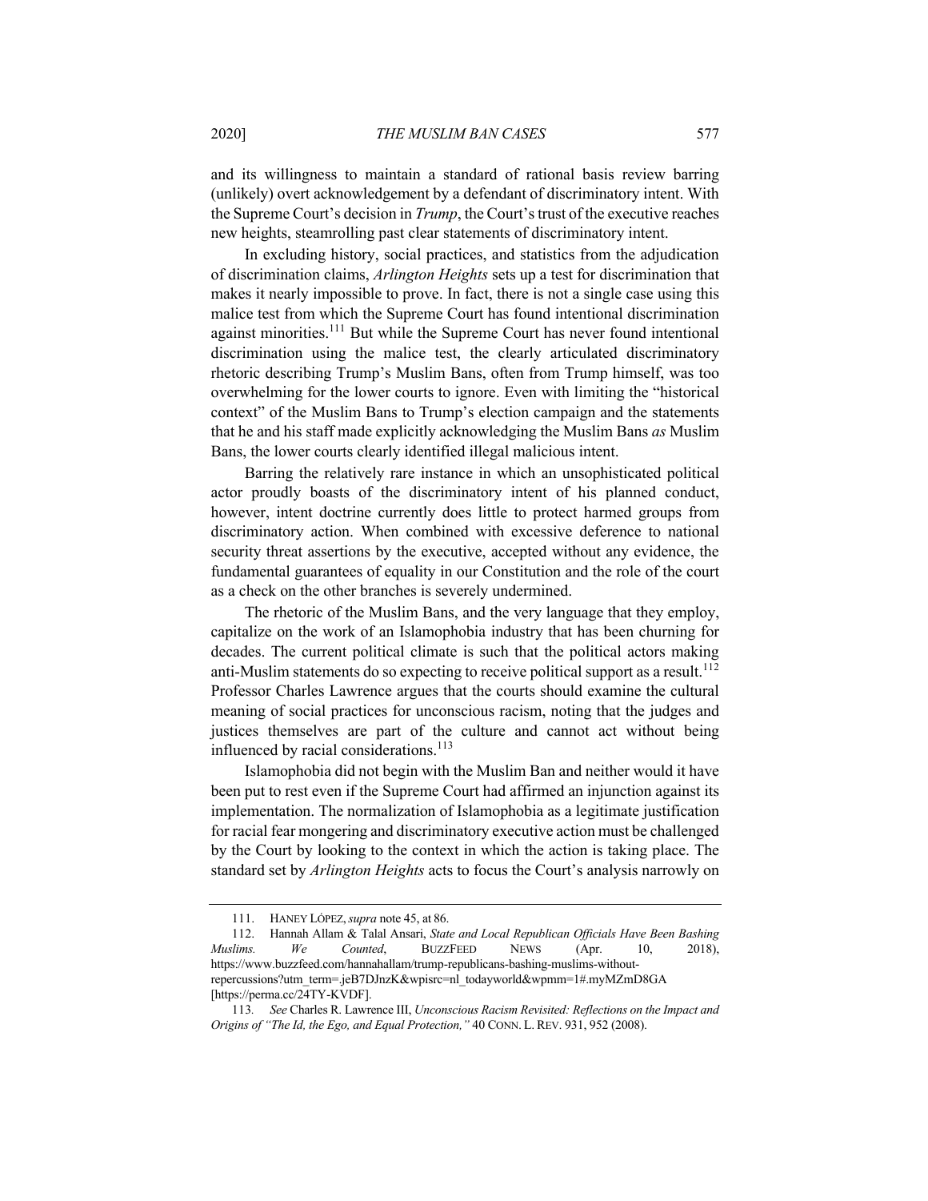and its willingness to maintain a standard of rational basis review barring (unlikely) overt acknowledgement by a defendant of discriminatory intent. With the Supreme Court's decision in *Trump*, the Court's trust of the executive reaches new heights, steamrolling past clear statements of discriminatory intent.

In excluding history, social practices, and statistics from the adjudication of discrimination claims, *Arlington Heights* sets up a test for discrimination that makes it nearly impossible to prove. In fact, there is not a single case using this malice test from which the Supreme Court has found intentional discrimination against minorities.[111] But while the Supreme Court has never found intentional discrimination using the malice test, the clearly articulated discriminatory rhetoric describing Trump's Muslim Bans, often from Trump himself, was too overwhelming for the lower courts to ignore. Even with limiting the "historical context" of the Muslim Bans to Trump's election campaign and the statements that he and his staff made explicitly acknowledging the Muslim Bans *as* Muslim Bans, the lower courts clearly identified illegal malicious intent.

Barring the relatively rare instance in which an unsophisticated political actor proudly boasts of the discriminatory intent of his planned conduct, however, intent doctrine currently does little to protect harmed groups from discriminatory action. When combined with excessive deference to national security threat assertions by the executive, accepted without any evidence, the fundamental guarantees of equality in our Constitution and the role of the court as a check on the other branches is severely undermined.

The rhetoric of the Muslim Bans, and the very language that they employ, capitalize on the work of an Islamophobia industry that has been churning for decades. The current political climate is such that the political actors making anti-Muslim statements do so expecting to receive political support as a result.[112] Professor Charles Lawrence argues that the courts should examine the cultural meaning of social practices for unconscious racism, noting that the judges and justices themselves are part of the culture and cannot act without being influenced by racial considerations.[113]

Islamophobia did not begin with the Muslim Ban and neither would it have been put to rest even if the Supreme Court had affirmed an injunction against its implementation. The normalization of Islamophobia as a legitimate justification for racial fear mongering and discriminatory executive action must be challenged by the Court by looking to the context in which the action is taking place. The standard set by *Arlington Heights* acts to focus the Court's analysis narrowly on

---

111. HANEY LÓPEZ, *supra* note 45, at 86.

112. Hannah Allam & Talal Ansari, *State and Local Republican Officials Have Been Bashing Muslims. We Counted*, BUZZFEED NEWS (Apr. 10, 2018), https://www.buzzfeed.com/hannahallam/trump-republicans-bashing-muslims-without-repercussions?utm_term=.jeB7DJnzK&wpisrc=nl_todayworld&wpmm=1#.myMZmD8GA [https://perma.cc/24TY-KVDF].

113. *See* Charles R. Lawrence III, *Unconscious Racism Revisited: Reflections on the Impact and Origins of "The Id, the Ego, and Equal Protection,"* 40 CONN. L. REV. 931, 952 (2008).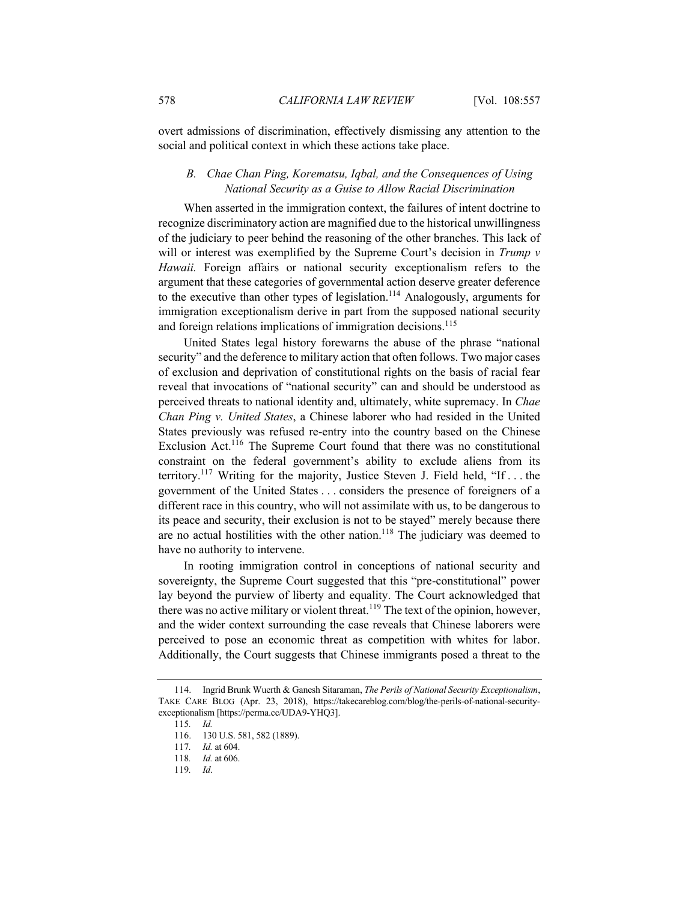overt admissions of discrimination, effectively dismissing any attention to the social and political context in which these actions take place.

### *B. Chae Chan Ping, Korematsu, Iqbal, and the Consequences of Using National Security as a Guise to Allow Racial Discrimination*

When asserted in the immigration context, the failures of intent doctrine to recognize discriminatory action are magnified due to the historical unwillingness of the judiciary to peer behind the reasoning of the other branches. This lack of will or interest was exemplified by the Supreme Court's decision in *Trump v Hawaii.* Foreign affairs or national security exceptionalism refers to the argument that these categories of governmental action deserve greater deference to the executive than other types of legislation.[114] Analogously, arguments for immigration exceptionalism derive in part from the supposed national security and foreign relations implications of immigration decisions.[115]

United States legal history forewarns the abuse of the phrase "national security" and the deference to military action that often follows. Two major cases of exclusion and deprivation of constitutional rights on the basis of racial fear reveal that invocations of "national security" can and should be understood as perceived threats to national identity and, ultimately, white supremacy. In *Chae Chan Ping v. United States*, a Chinese laborer who had resided in the United States previously was refused re-entry into the country based on the Chinese Exclusion Act.[116] The Supreme Court found that there was no constitutional constraint on the federal government's ability to exclude aliens from its territory.[117] Writing for the majority, Justice Steven J. Field held, "If . . . the government of the United States . . . considers the presence of foreigners of a different race in this country, who will not assimilate with us, to be dangerous to its peace and security, their exclusion is not to be stayed" merely because there are no actual hostilities with the other nation.[118] The judiciary was deemed to have no authority to intervene.

In rooting immigration control in conceptions of national security and sovereignty, the Supreme Court suggested that this "pre-constitutional" power lay beyond the purview of liberty and equality. The Court acknowledged that there was no active military or violent threat.[119] The text of the opinion, however, and the wider context surrounding the case reveals that Chinese laborers were perceived to pose an economic threat as competition with whites for labor. Additionally, the Court suggests that Chinese immigrants posed a threat to the

---

114. Ingrid Brunk Wuerth & Ganesh Sitaraman, *The Perils of National Security Exceptionalism*, TAKE CARE BLOG (Apr. 23, 2018), https://takecareblog.com/blog/the-perils-of-national-security-exceptionalism [https://perma.cc/UDA9-YHQ3].

115. *Id.*

116. 130 U.S. 581, 582 (1889).

117. *Id.* at 604.

118. *Id.* at 606.

119. *Id*.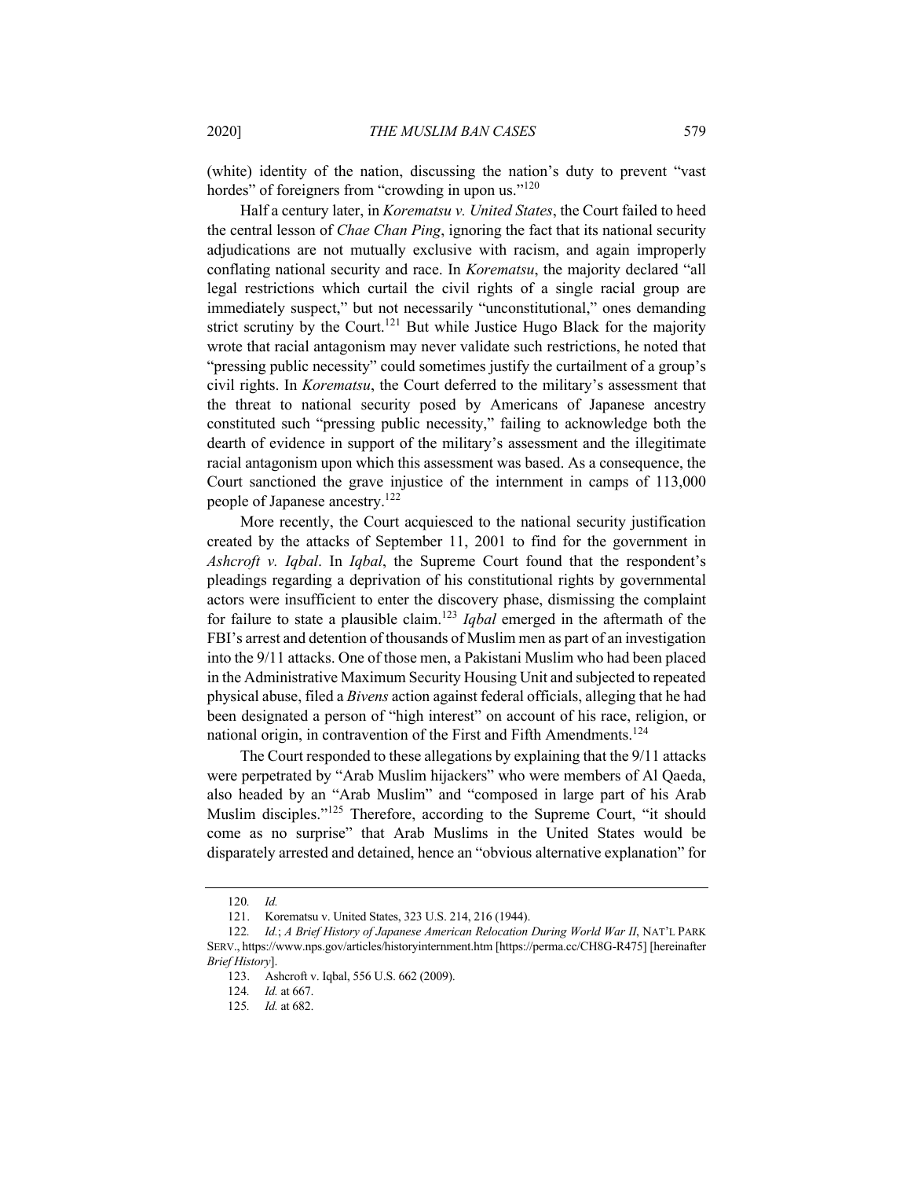(white) identity of the nation, discussing the nation's duty to prevent "vast hordes" of foreigners from "crowding in upon us."[120]

Half a century later, in *Korematsu v. United States*, the Court failed to heed the central lesson of *Chae Chan Ping*, ignoring the fact that its national security adjudications are not mutually exclusive with racism, and again improperly conflating national security and race. In *Korematsu*, the majority declared "all legal restrictions which curtail the civil rights of a single racial group are immediately suspect," but not necessarily "unconstitutional," ones demanding strict scrutiny by the Court.[121] But while Justice Hugo Black for the majority wrote that racial antagonism may never validate such restrictions, he noted that "pressing public necessity" could sometimes justify the curtailment of a group's civil rights. In *Korematsu*, the Court deferred to the military's assessment that the threat to national security posed by Americans of Japanese ancestry constituted such "pressing public necessity," failing to acknowledge both the dearth of evidence in support of the military's assessment and the illegitimate racial antagonism upon which this assessment was based. As a consequence, the Court sanctioned the grave injustice of the internment in camps of 113,000 people of Japanese ancestry.[122]

More recently, the Court acquiesced to the national security justification created by the attacks of September 11, 2001 to find for the government in *Ashcroft v. Iqbal*. In *Iqbal*, the Supreme Court found that the respondent's pleadings regarding a deprivation of his constitutional rights by governmental actors were insufficient to enter the discovery phase, dismissing the complaint for failure to state a plausible claim.[123] *Iqbal* emerged in the aftermath of the FBI's arrest and detention of thousands of Muslim men as part of an investigation into the 9/11 attacks. One of those men, a Pakistani Muslim who had been placed in the Administrative Maximum Security Housing Unit and subjected to repeated physical abuse, filed a *Bivens* action against federal officials, alleging that he had been designated a person of "high interest" on account of his race, religion, or national origin, in contravention of the First and Fifth Amendments.[124]

The Court responded to these allegations by explaining that the 9/11 attacks were perpetrated by "Arab Muslim hijackers" who were members of Al Qaeda, also headed by an "Arab Muslim" and "composed in large part of his Arab Muslim disciples."[125] Therefore, according to the Supreme Court, "it should come as no surprise" that Arab Muslims in the United States would be disparately arrested and detained, hence an "obvious alternative explanation" for

---

120. *Id.*

121. Korematsu v. United States, 323 U.S. 214, 216 (1944).

122. *Id.*; *A Brief History of Japanese American Relocation During World War II*, NAT'L PARK SERV., https://www.nps.gov/articles/historyinternment.htm [https://perma.cc/CH8G-R475] [hereinafter *Brief History*].

123. Ashcroft v. Iqbal, 556 U.S. 662 (2009).

124. *Id.* at 667.

125. *Id.* at 682.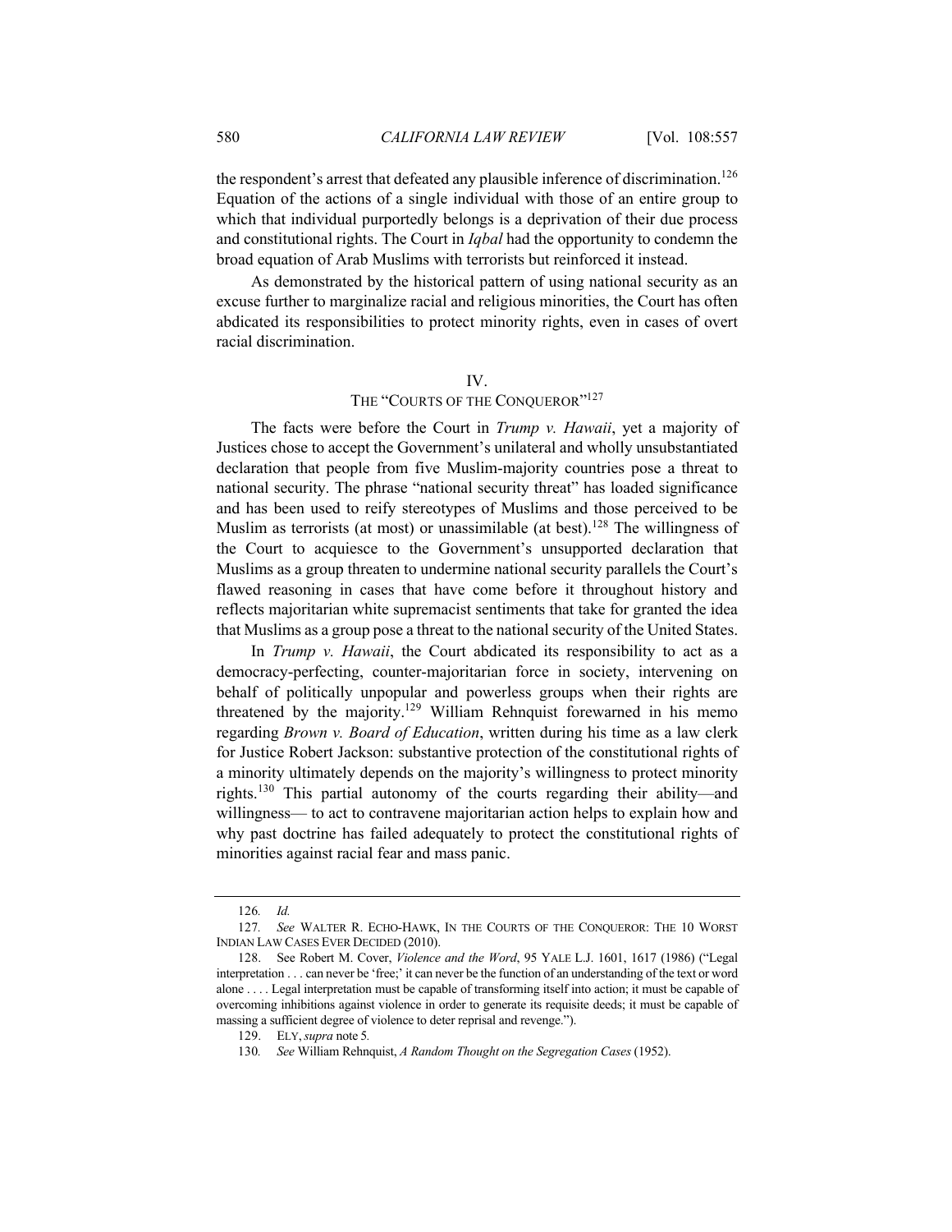the respondent's arrest that defeated any plausible inference of discrimination.[126] Equation of the actions of a single individual with those of an entire group to which that individual purportedly belongs is a deprivation of their due process and constitutional rights. The Court in *Iqbal* had the opportunity to condemn the broad equation of Arab Muslims with terrorists but reinforced it instead.

As demonstrated by the historical pattern of using national security as an excuse further to marginalize racial and religious minorities, the Court has often abdicated its responsibilities to protect minority rights, even in cases of overt racial discrimination.

## IV.
## THE "COURTS OF THE CONQUEROR"[127]

The facts were before the Court in *Trump v. Hawaii*, yet a majority of Justices chose to accept the Government's unilateral and wholly unsubstantiated declaration that people from five Muslim-majority countries pose a threat to national security. The phrase "national security threat" has loaded significance and has been used to reify stereotypes of Muslims and those perceived to be Muslim as terrorists (at most) or unassimilable (at best).[128] The willingness of the Court to acquiesce to the Government's unsupported declaration that Muslims as a group threaten to undermine national security parallels the Court's flawed reasoning in cases that have come before it throughout history and reflects majoritarian white supremacist sentiments that take for granted the idea that Muslims as a group pose a threat to the national security of the United States.

In *Trump v. Hawaii*, the Court abdicated its responsibility to act as a democracy-perfecting, counter-majoritarian force in society, intervening on behalf of politically unpopular and powerless groups when their rights are threatened by the majority.[129] William Rehnquist forewarned in his memo regarding *Brown v. Board of Education*, written during his time as a law clerk for Justice Robert Jackson: substantive protection of the constitutional rights of a minority ultimately depends on the majority's willingness to protect minority rights.[130] This partial autonomy of the courts regarding their ability—and willingness— to act to contravene majoritarian action helps to explain how and why past doctrine has failed adequately to protect the constitutional rights of minorities against racial fear and mass panic.

---

126. *Id.*

127. *See* WALTER R. ECHO-HAWK, IN THE COURTS OF THE CONQUEROR: THE 10 WORST INDIAN LAW CASES EVER DECIDED (2010).

128. See Robert M. Cover, *Violence and the Word*, 95 YALE L.J. 1601, 1617 (1986) ("Legal interpretation . . . can never be 'free;' it can never be the function of an understanding of the text or word alone . . . . Legal interpretation must be capable of transforming itself into action; it must be capable of overcoming inhibitions against violence in order to generate its requisite deeds; it must be capable of massing a sufficient degree of violence to deter reprisal and revenge.").

129. ELY, *supra* note 5*.*

130. *See* William Rehnquist, *A Random Thought on the Segregation Cases* (1952).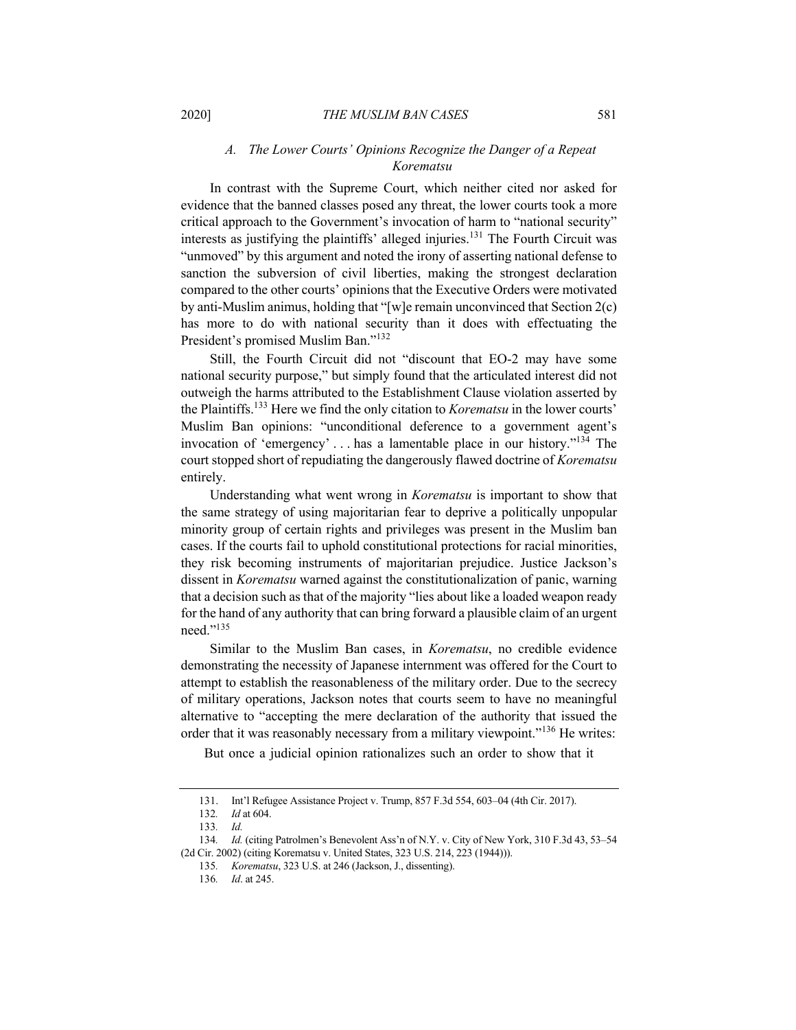### *A. The Lower Courts' Opinions Recognize the Danger of a Repeat Korematsu*

In contrast with the Supreme Court, which neither cited nor asked for evidence that the banned classes posed any threat, the lower courts took a more critical approach to the Government's invocation of harm to "national security" interests as justifying the plaintiffs' alleged injuries.[131] The Fourth Circuit was "unmoved" by this argument and noted the irony of asserting national defense to sanction the subversion of civil liberties, making the strongest declaration compared to the other courts' opinions that the Executive Orders were motivated by anti-Muslim animus, holding that "[w]e remain unconvinced that Section 2(c) has more to do with national security than it does with effectuating the President's promised Muslim Ban."[132]

Still, the Fourth Circuit did not "discount that EO-2 may have some national security purpose," but simply found that the articulated interest did not outweigh the harms attributed to the Establishment Clause violation asserted by the Plaintiffs.[133] Here we find the only citation to *Korematsu* in the lower courts' Muslim Ban opinions: "unconditional deference to a government agent's invocation of 'emergency' . . . has a lamentable place in our history."[134] The court stopped short of repudiating the dangerously flawed doctrine of *Korematsu* entirely.

Understanding what went wrong in *Korematsu* is important to show that the same strategy of using majoritarian fear to deprive a politically unpopular minority group of certain rights and privileges was present in the Muslim ban cases. If the courts fail to uphold constitutional protections for racial minorities, they risk becoming instruments of majoritarian prejudice. Justice Jackson's dissent in *Korematsu* warned against the constitutionalization of panic, warning that a decision such as that of the majority "lies about like a loaded weapon ready for the hand of any authority that can bring forward a plausible claim of an urgent need."[135]

Similar to the Muslim Ban cases, in *Korematsu*, no credible evidence demonstrating the necessity of Japanese internment was offered for the Court to attempt to establish the reasonableness of the military order. Due to the secrecy of military operations, Jackson notes that courts seem to have no meaningful alternative to "accepting the mere declaration of the authority that issued the order that it was reasonably necessary from a military viewpoint."[136] He writes:

> But once a judicial opinion rationalizes such an order to show that it

---

131. Int'l Refugee Assistance Project v. Trump, 857 F.3d 554, 603–04 (4th Cir. 2017).

132. *Id* at 604.

133. *Id.*

134. *Id.* (citing Patrolmen's Benevolent Ass'n of N.Y. v. City of New York, 310 F.3d 43, 53–54 (2d Cir. 2002) (citing Korematsu v. United States, 323 U.S. 214, 223 (1944))).

135. *Korematsu*, 323 U.S. at 246 (Jackson, J., dissenting).

136. *Id*. at 245.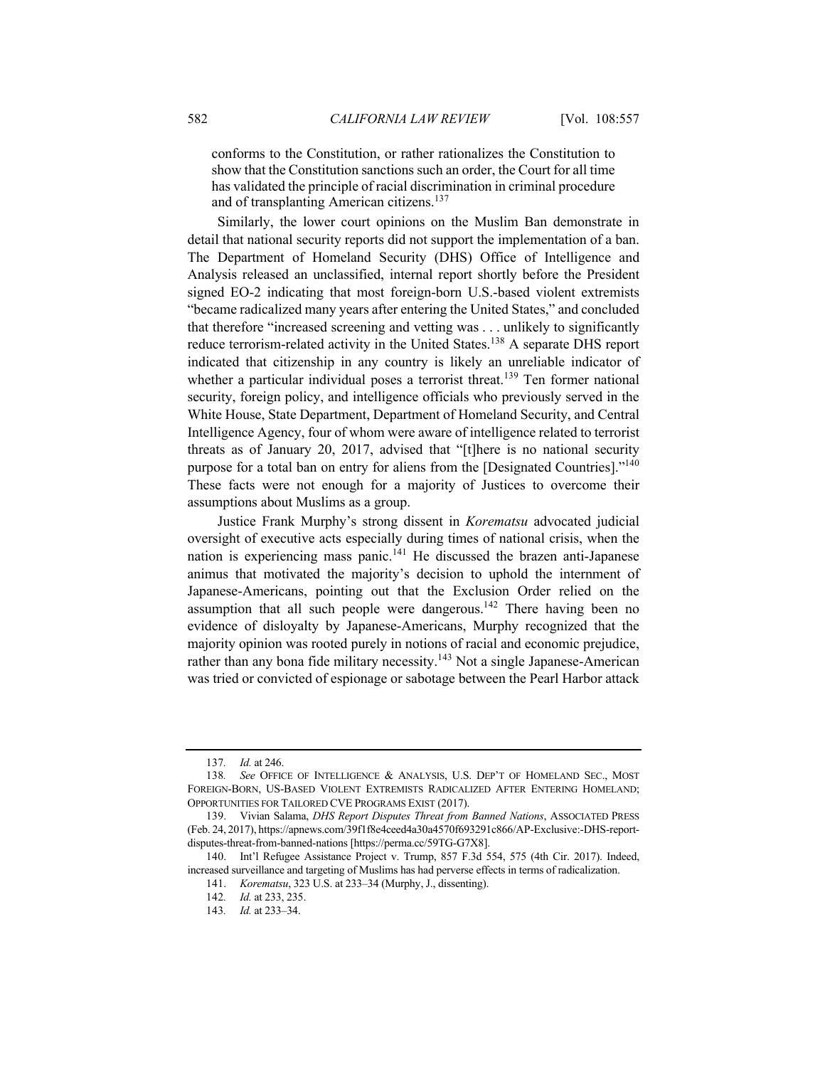conforms to the Constitution, or rather rationalizes the Constitution to show that the Constitution sanctions such an order, the Court for all time has validated the principle of racial discrimination in criminal procedure and of transplanting American citizens.[137]

Similarly, the lower court opinions on the Muslim Ban demonstrate in detail that national security reports did not support the implementation of a ban. The Department of Homeland Security (DHS) Office of Intelligence and Analysis released an unclassified, internal report shortly before the President signed EO-2 indicating that most foreign-born U.S.-based violent extremists "became radicalized many years after entering the United States," and concluded that therefore "increased screening and vetting was . . . unlikely to significantly reduce terrorism-related activity in the United States.[138] A separate DHS report indicated that citizenship in any country is likely an unreliable indicator of whether a particular individual poses a terrorist threat.[139] Ten former national security, foreign policy, and intelligence officials who previously served in the White House, State Department, Department of Homeland Security, and Central Intelligence Agency, four of whom were aware of intelligence related to terrorist threats as of January 20, 2017, advised that "[t]here is no national security purpose for a total ban on entry for aliens from the [Designated Countries]."[140] These facts were not enough for a majority of Justices to overcome their assumptions about Muslims as a group.

Justice Frank Murphy's strong dissent in *Korematsu* advocated judicial oversight of executive acts especially during times of national crisis, when the nation is experiencing mass panic.[141] He discussed the brazen anti-Japanese animus that motivated the majority's decision to uphold the internment of Japanese-Americans, pointing out that the Exclusion Order relied on the assumption that all such people were dangerous.[142] There having been no evidence of disloyalty by Japanese-Americans, Murphy recognized that the majority opinion was rooted purely in notions of racial and economic prejudice, rather than any bona fide military necessity.[143] Not a single Japanese-American was tried or convicted of espionage or sabotage between the Pearl Harbor attack

---

137. *Id.* at 246.

138. *See* OFFICE OF INTELLIGENCE & ANALYSIS, U.S. DEP'T OF HOMELAND SEC., MOST FOREIGN-BORN, US-BASED VIOLENT EXTREMISTS RADICALIZED AFTER ENTERING HOMELAND; OPPORTUNITIES FOR TAILORED CVE PROGRAMS EXIST (2017).

139. Vivian Salama, *DHS Report Disputes Threat from Banned Nations*, ASSOCIATED PRESS (Feb. 24, 2017), https://apnews.com/39f1f8e4ceed4a30a4570f693291c866/AP-Exclusive:-DHS-report-disputes-threat-from-banned-nations [https://perma.cc/59TG-G7X8].

140. Int'l Refugee Assistance Project v. Trump, 857 F.3d 554, 575 (4th Cir. 2017). Indeed, increased surveillance and targeting of Muslims has had perverse effects in terms of radicalization.

141. *Korematsu*, 323 U.S. at 233–34 (Murphy, J., dissenting).

142. *Id.* at 233, 235.

143. *Id.* at 233–34.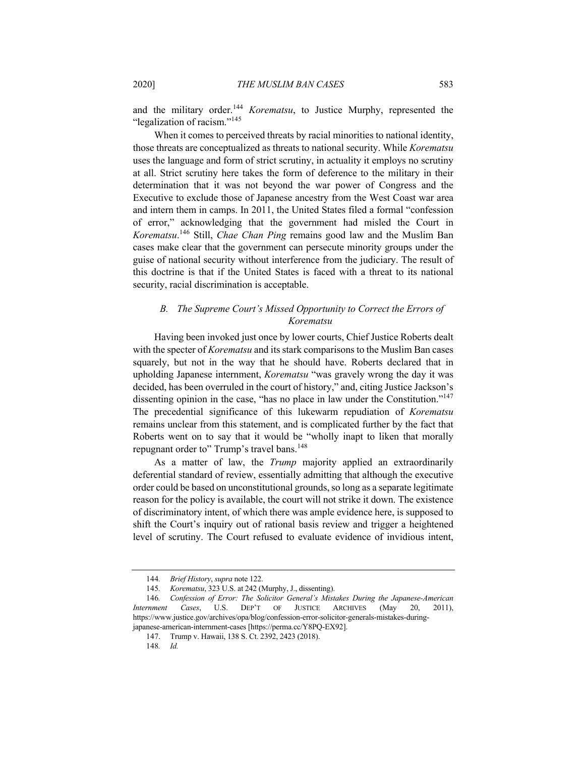and the military order.[144] *Korematsu*, to Justice Murphy, represented the "legalization of racism."[145]

When it comes to perceived threats by racial minorities to national identity, those threats are conceptualized as threats to national security. While *Korematsu* uses the language and form of strict scrutiny, in actuality it employs no scrutiny at all. Strict scrutiny here takes the form of deference to the military in their determination that it was not beyond the war power of Congress and the Executive to exclude those of Japanese ancestry from the West Coast war area and intern them in camps. In 2011, the United States filed a formal "confession of error," acknowledging that the government had misled the Court in *Korematsu*.[146] Still, *Chae Chan Ping* remains good law and the Muslim Ban cases make clear that the government can persecute minority groups under the guise of national security without interference from the judiciary. The result of this doctrine is that if the United States is faced with a threat to its national security, racial discrimination is acceptable.

### *B. The Supreme Court's Missed Opportunity to Correct the Errors of Korematsu*

Having been invoked just once by lower courts, Chief Justice Roberts dealt with the specter of *Korematsu* and its stark comparisons to the Muslim Ban cases squarely, but not in the way that he should have. Roberts declared that in upholding Japanese internment, *Korematsu* "was gravely wrong the day it was decided, has been overruled in the court of history," and, citing Justice Jackson's dissenting opinion in the case, "has no place in law under the Constitution."[147] The precedential significance of this lukewarm repudiation of *Korematsu* remains unclear from this statement, and is complicated further by the fact that Roberts went on to say that it would be "wholly inapt to liken that morally repugnant order to" Trump's travel bans.[148]

As a matter of law, the *Trump* majority applied an extraordinarily deferential standard of review, essentially admitting that although the executive order could be based on unconstitutional grounds, so long as a separate legitimate reason for the policy is available, the court will not strike it down. The existence of discriminatory intent, of which there was ample evidence here, is supposed to shift the Court's inquiry out of rational basis review and trigger a heightened level of scrutiny. The Court refused to evaluate evidence of invidious intent,

---

144. *Brief History*, *supra* note 122.

145. *Korematsu*, 323 U.S. at 242 (Murphy, J., dissenting).

146. *Confession of Error: The Solicitor General's Mistakes During the Japanese-American Internment Cases*, U.S. DEP'T OF JUSTICE ARCHIVES (May 20, 2011), https://www.justice.gov/archives/opa/blog/confession-error-solicitor-generals-mistakes-during-japanese-american-internment-cases [https://perma.cc/Y8PQ-EX92].

147. Trump v. Hawaii, 138 S. Ct. 2392, 2423 (2018).

148. *Id.*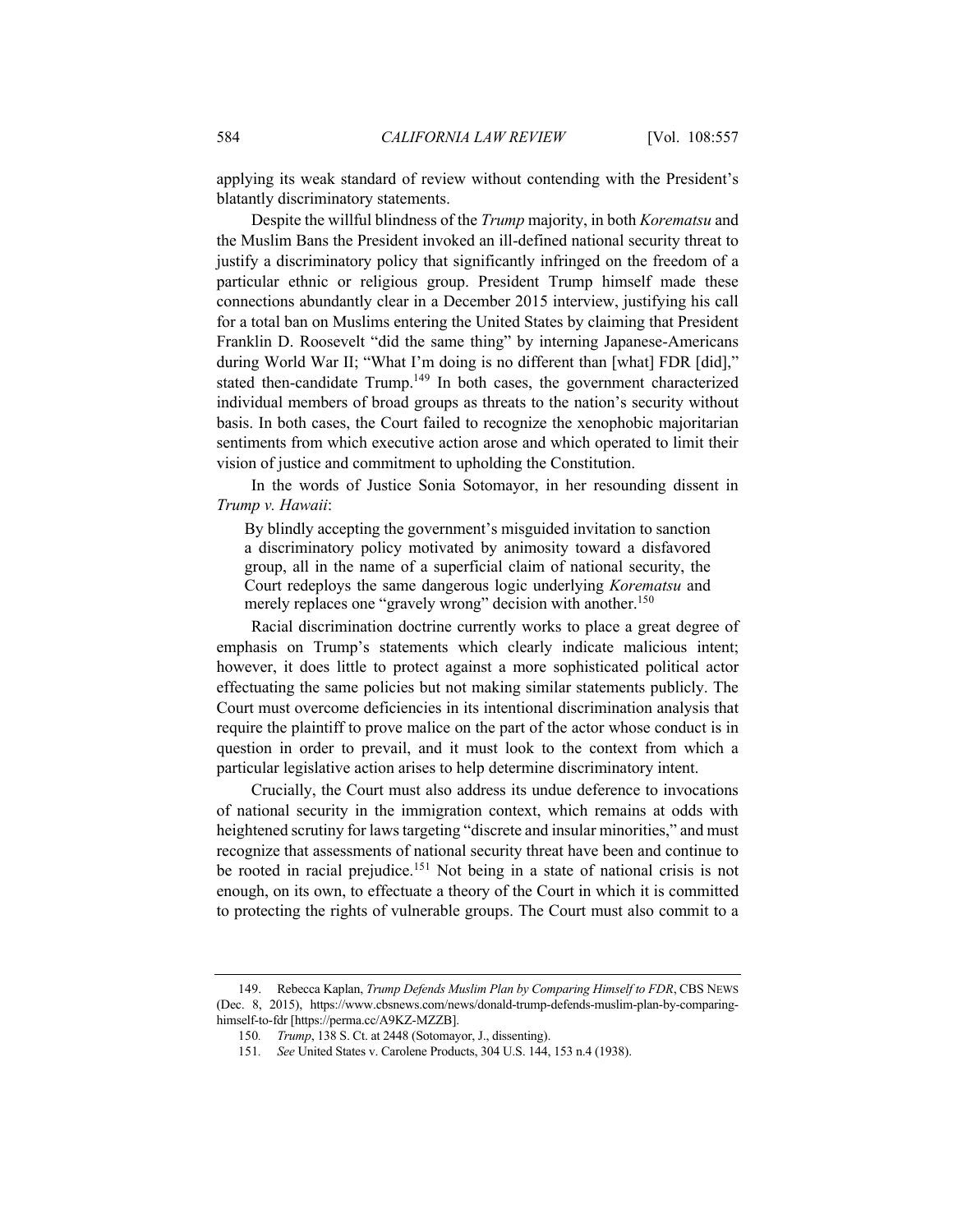applying its weak standard of review without contending with the President's blatantly discriminatory statements.

Despite the willful blindness of the *Trump* majority, in both *Korematsu* and the Muslim Bans the President invoked an ill-defined national security threat to justify a discriminatory policy that significantly infringed on the freedom of a particular ethnic or religious group. President Trump himself made these connections abundantly clear in a December 2015 interview, justifying his call for a total ban on Muslims entering the United States by claiming that President Franklin D. Roosevelt "did the same thing" by interning Japanese-Americans during World War II; "What I'm doing is no different than [what] FDR [did]," stated then-candidate Trump.[149] In both cases, the government characterized individual members of broad groups as threats to the nation's security without basis. In both cases, the Court failed to recognize the xenophobic majoritarian sentiments from which executive action arose and which operated to limit their vision of justice and commitment to upholding the Constitution.

In the words of Justice Sonia Sotomayor, in her resounding dissent in *Trump v. Hawaii*:

> By blindly accepting the government's misguided invitation to sanction a discriminatory policy motivated by animosity toward a disfavored group, all in the name of a superficial claim of national security, the Court redeploys the same dangerous logic underlying *Korematsu* and merely replaces one "gravely wrong" decision with another.[150]

Racial discrimination doctrine currently works to place a great degree of emphasis on Trump's statements which clearly indicate malicious intent; however, it does little to protect against a more sophisticated political actor effectuating the same policies but not making similar statements publicly. The Court must overcome deficiencies in its intentional discrimination analysis that require the plaintiff to prove malice on the part of the actor whose conduct is in question in order to prevail, and it must look to the context from which a particular legislative action arises to help determine discriminatory intent.

Crucially, the Court must also address its undue deference to invocations of national security in the immigration context, which remains at odds with heightened scrutiny for laws targeting "discrete and insular minorities," and must recognize that assessments of national security threat have been and continue to be rooted in racial prejudice.[151] Not being in a state of national crisis is not enough, on its own, to effectuate a theory of the Court in which it is committed to protecting the rights of vulnerable groups. The Court must also commit to a

---

149. Rebecca Kaplan, *Trump Defends Muslim Plan by Comparing Himself to FDR*, CBS NEWS (Dec. 8, 2015), https://www.cbsnews.com/news/donald-trump-defends-muslim-plan-by-comparing-himself-to-fdr [https://perma.cc/A9KZ-MZZB].

150. *Trump*, 138 S. Ct. at 2448 (Sotomayor, J., dissenting).

151. *See* United States v. Carolene Products, 304 U.S. 144, 153 n.4 (1938).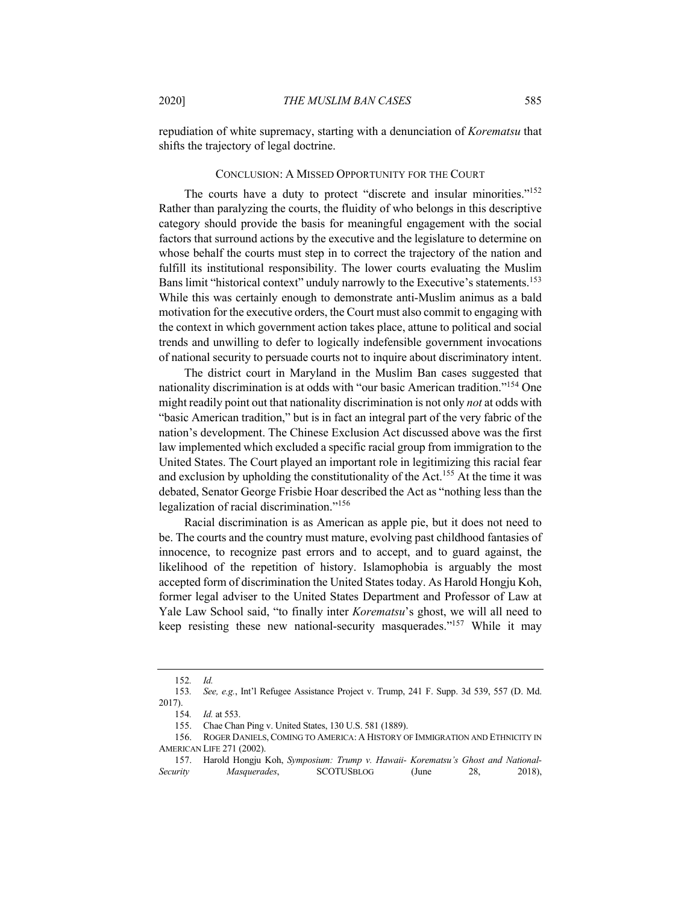repudiation of white supremacy, starting with a denunciation of *Korematsu* that shifts the trajectory of legal doctrine.

## CONCLUSION: A MISSED OPPORTUNITY FOR THE COURT

The courts have a duty to protect "discrete and insular minorities."[152] Rather than paralyzing the courts, the fluidity of who belongs in this descriptive category should provide the basis for meaningful engagement with the social factors that surround actions by the executive and the legislature to determine on whose behalf the courts must step in to correct the trajectory of the nation and fulfill its institutional responsibility. The lower courts evaluating the Muslim Bans limit "historical context" unduly narrowly to the Executive's statements.[153] While this was certainly enough to demonstrate anti-Muslim animus as a bald motivation for the executive orders, the Court must also commit to engaging with the context in which government action takes place, attune to political and social trends and unwilling to defer to logically indefensible government invocations of national security to persuade courts not to inquire about discriminatory intent.

The district court in Maryland in the Muslim Ban cases suggested that nationality discrimination is at odds with "our basic American tradition."[154] One might readily point out that nationality discrimination is not only *not* at odds with "basic American tradition," but is in fact an integral part of the very fabric of the nation's development. The Chinese Exclusion Act discussed above was the first law implemented which excluded a specific racial group from immigration to the United States. The Court played an important role in legitimizing this racial fear and exclusion by upholding the constitutionality of the Act.[155] At the time it was debated, Senator George Frisbie Hoar described the Act as "nothing less than the legalization of racial discrimination."[156]

Racial discrimination is as American as apple pie, but it does not need to be. The courts and the country must mature, evolving past childhood fantasies of innocence, to recognize past errors and to accept, and to guard against, the likelihood of the repetition of history. Islamophobia is arguably the most accepted form of discrimination the United States today. As Harold Hongju Koh, former legal adviser to the United States Department and Professor of Law at Yale Law School said, "to finally inter *Korematsu*'s ghost, we will all need to keep resisting these new national-security masquerades."[157] While it may

---

152. *Id.*

153. *See, e.g.*, Int'l Refugee Assistance Project v. Trump, 241 F. Supp. 3d 539, 557 (D. Md. 2017).

154. *Id.* at 553.

155. Chae Chan Ping v. United States, 130 U.S. 581 (1889).

156. ROGER DANIELS, COMING TO AMERICA: A HISTORY OF IMMIGRATION AND ETHNICITY IN AMERICAN LIFE 271 (2002).

157. Harold Hongju Koh, *Symposium: Trump v. Hawaii- Korematsu's Ghost and National-Security Masquerades*, SCOTUSBLOG (June 28, 2018),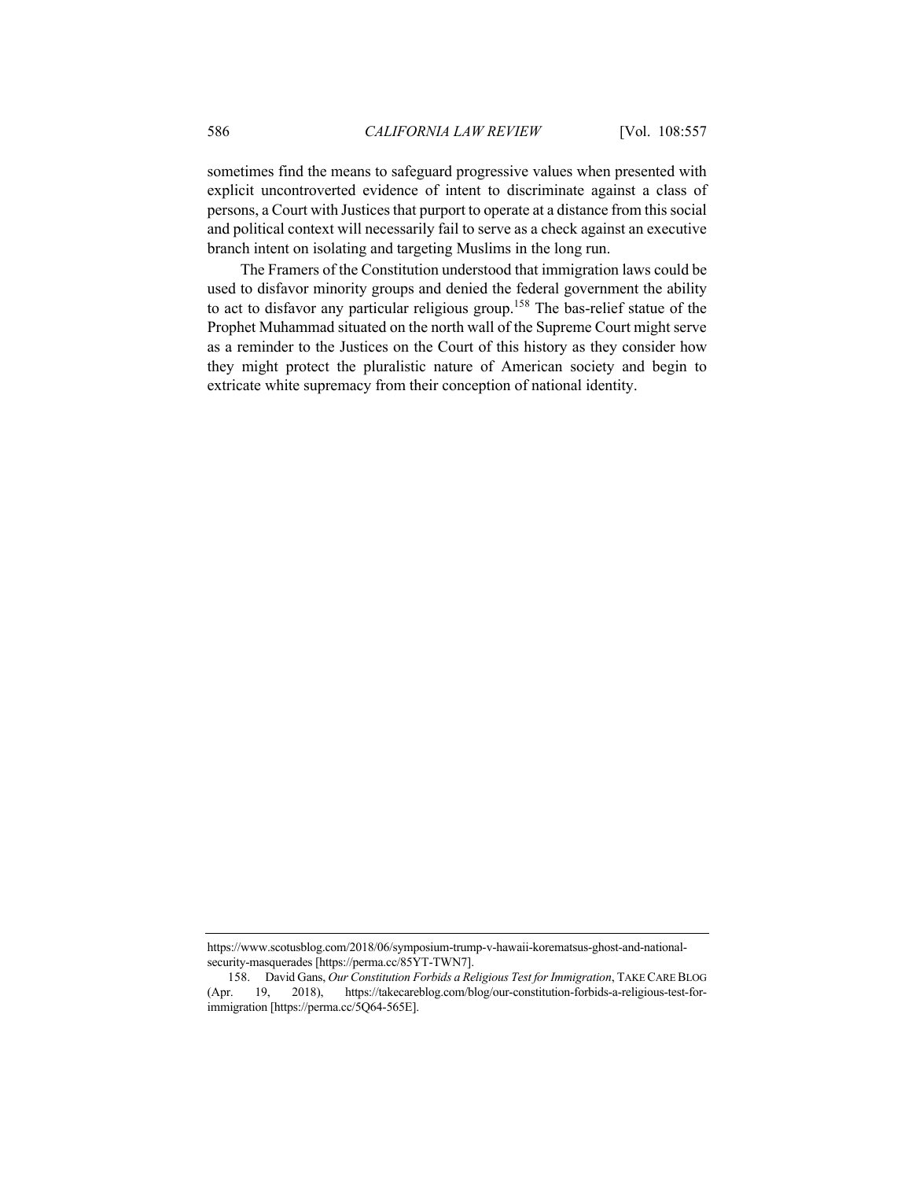sometimes find the means to safeguard progressive values when presented with explicit uncontroverted evidence of intent to discriminate against a class of persons, a Court with Justices that purport to operate at a distance from this social and political context will necessarily fail to serve as a check against an executive branch intent on isolating and targeting Muslims in the long run.

The Framers of the Constitution understood that immigration laws could be used to disfavor minority groups and denied the federal government the ability to act to disfavor any particular religious group.[158] The bas-relief statue of the Prophet Muhammad situated on the north wall of the Supreme Court might serve as a reminder to the Justices on the Court of this history as they consider how they might protect the pluralistic nature of American society and begin to extricate white supremacy from their conception of national identity.

---

https://www.scotusblog.com/2018/06/symposium-trump-v-hawaii-korematsus-ghost-and-national-security-masquerades [https://perma.cc/85YT-TWN7].

158. David Gans, *Our Constitution Forbids a Religious Test for Immigration*, TAKE CARE BLOG (Apr. 19, 2018), https://takecareblog.com/blog/our-constitution-forbids-a-religious-test-for-immigration [https://perma.cc/5Q64-565E].